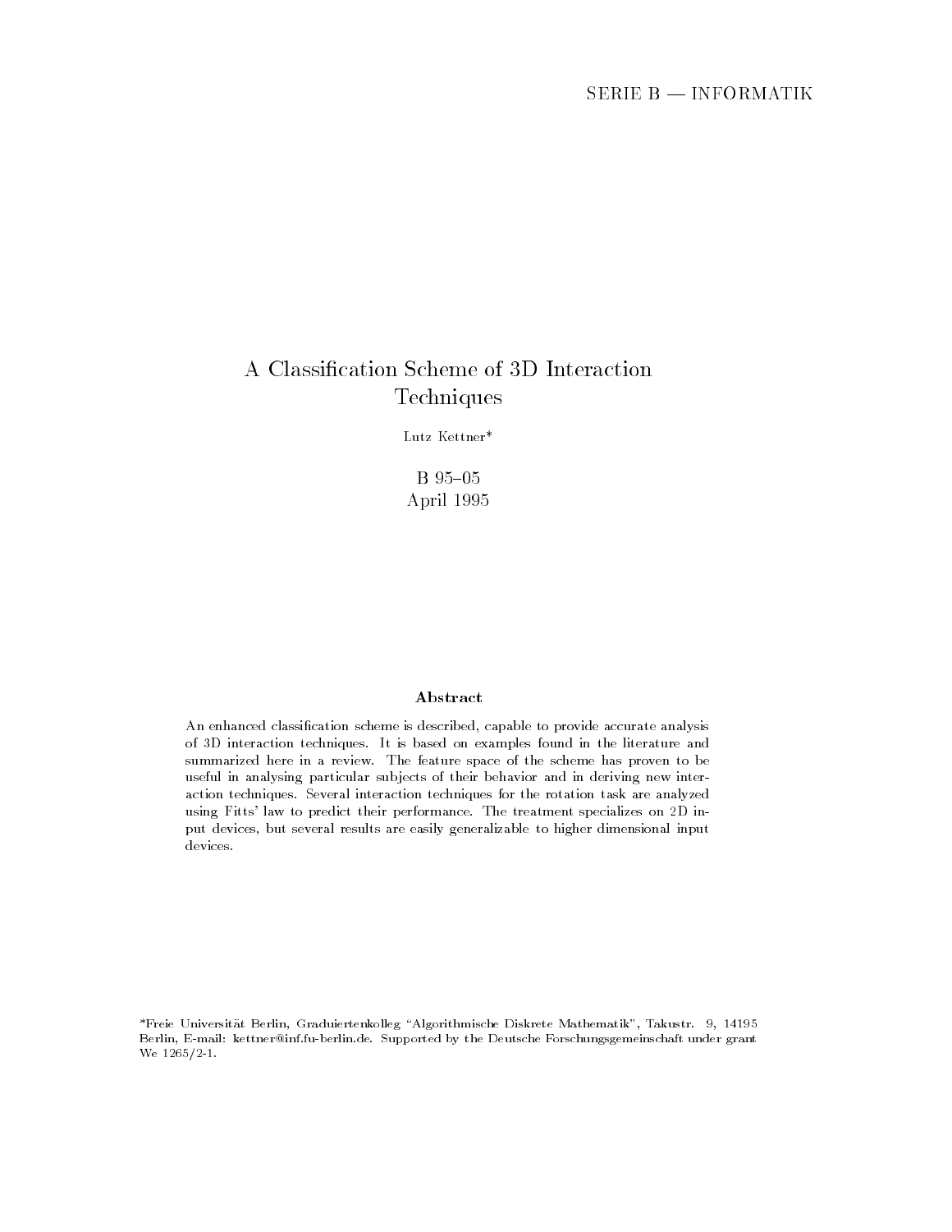SERIE B — INFORMATIK

# A Classification Scheme of 3D Interaction Techniques

Lutz Kettner*

B 95–05
April 1995

### Abstract

An enhanced classification scheme is described, capable to provide accurate analysis of 3D interaction techniques. It is based on examples found in the literature and summarized here in a review. The feature space of the scheme has proven to be useful in analysing particular subjects of their behavior and in deriving new interaction techniques. Several interaction techniques for the rotation task are analyzed using Fitts' law to predict their performance. The treatment specializes on 2D input devices, but several results are easily generalizable to higher dimensional input devices.

*Freie Universität Berlin, Graduiertenkolleg "Algorithmische Diskrete Mathematik", Takustr. 9, 14195 Berlin, E-mail: kettner@inf.fu-berlin.de. Supported by the Deutsche Forschungsgemeinschaft under grant We 1265/2-1.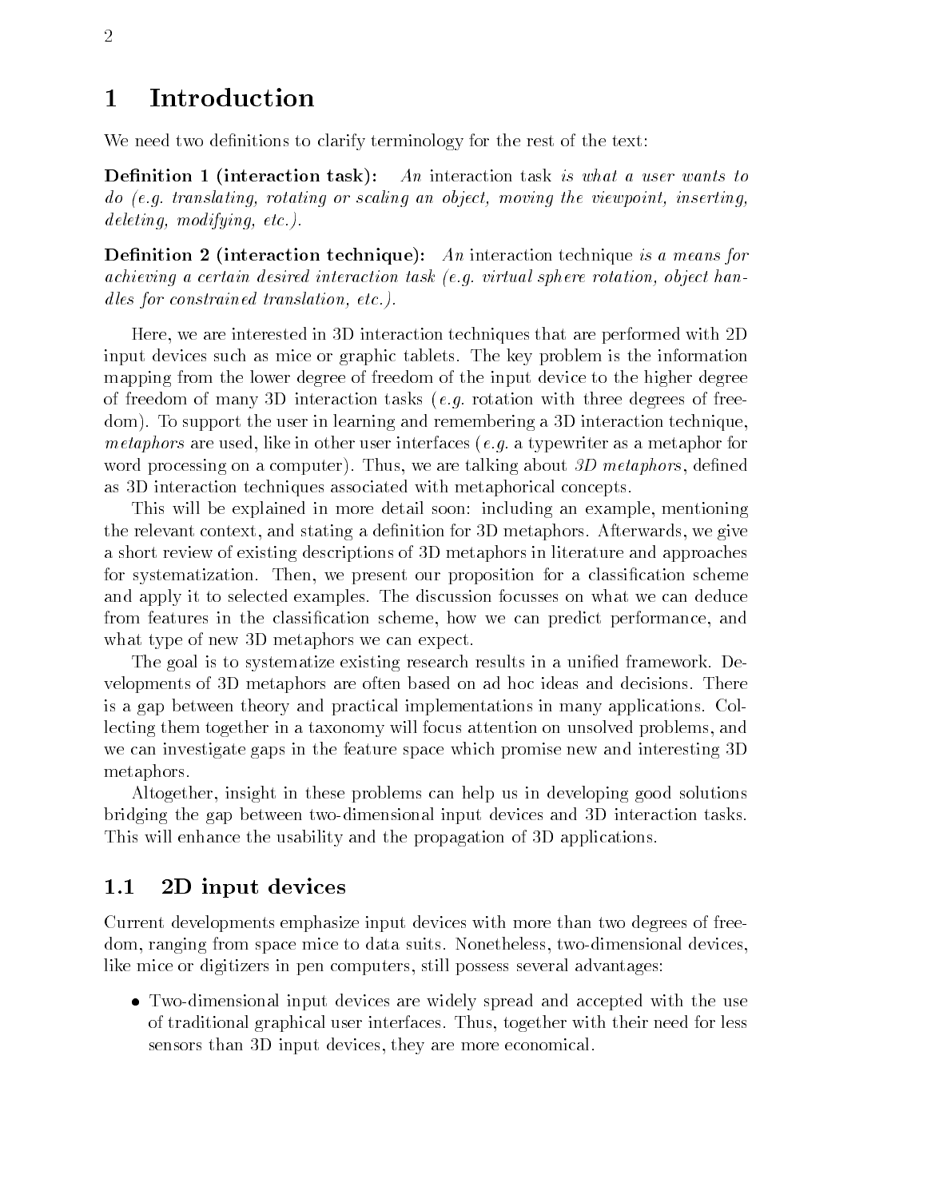# 1 Introduction

We need two definitions to clarify terminology for the rest of the text:

**Definition 1 (interaction task):** *An* interaction task *is what a user wants to do (e.g. translating, rotating or scaling an object, moving the viewpoint, inserting, deleting, modifying, etc.).*

**Definition 2 (interaction technique):** *An* interaction technique *is a means for achieving a certain desired interaction task (e.g. virtual sphere rotation, object handles for constrained translation, etc.).*

Here, we are interested in 3D interaction techniques that are performed with 2D input devices such as mice or graphic tablets. The key problem is the information mapping from the lower degree of freedom of the input device to the higher degree of freedom of many 3D interaction tasks (*e.g.* rotation with three degrees of freedom). To support the user in learning and remembering a 3D interaction technique, *metaphors* are used, like in other user interfaces (*e.g.* a typewriter as a metaphor for word processing on a computer). Thus, we are talking about *3D metaphors*, defined as 3D interaction techniques associated with metaphorical concepts.

This will be explained in more detail soon: including an example, mentioning the relevant context, and stating a definition for 3D metaphors. Afterwards, we give a short review of existing descriptions of 3D metaphors in literature and approaches for systematization. Then, we present our proposition for a classification scheme and apply it to selected examples. The discussion focusses on what we can deduce from features in the classification scheme, how we can predict performance, and what type of new 3D metaphors we can expect.

The goal is to systematize existing research results in a unified framework. Developments of 3D metaphors are often based on ad hoc ideas and decisions. There is a gap between theory and practical implementations in many applications. Collecting them together in a taxonomy will focus attention on unsolved problems, and we can investigate gaps in the feature space which promise new and interesting 3D metaphors.

Altogether, insight in these problems can help us in developing good solutions bridging the gap between two-dimensional input devices and 3D interaction tasks. This will enhance the usability and the propagation of 3D applications.

## 1.1 2D input devices

Current developments emphasize input devices with more than two degrees of freedom, ranging from space mice to data suits. Nonetheless, two-dimensional devices, like mice or digitizers in pen computers, still possess several advantages:

- Two-dimensional input devices are widely spread and accepted with the use of traditional graphical user interfaces. Thus, together with their need for less sensors than 3D input devices, they are more economical.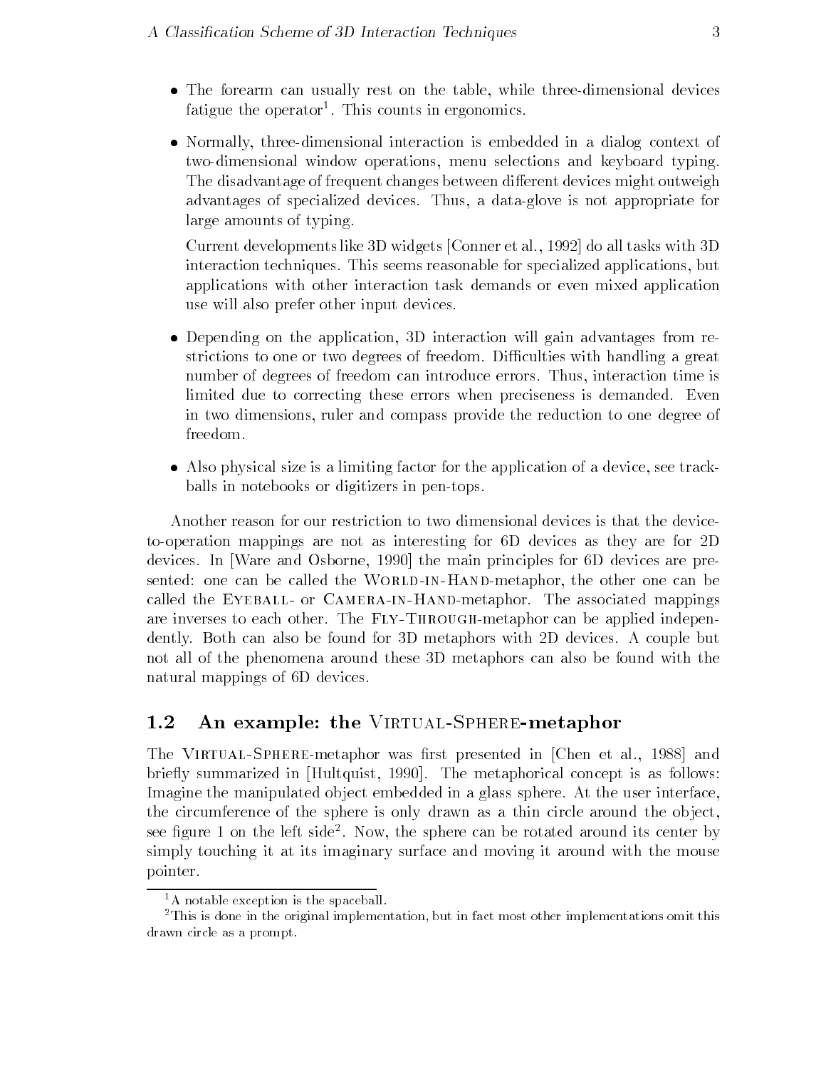- The forearm can usually rest on the table, while three-dimensional devices fatigue the operator[1]. This counts in ergonomics.

- Normally, three-dimensional interaction is embedded in a dialog context of two-dimensional window operations, menu selections and keyboard typing. The disadvantage of frequent changes between different devices might outweigh advantages of specialized devices. Thus, a data-glove is not appropriate for large amounts of typing.

  Current developments like 3D widgets [Conner et al., 1992] do all tasks with 3D interaction techniques. This seems reasonable for specialized applications, but applications with other interaction task demands or even mixed application use will also prefer other input devices.

- Depending on the application, 3D interaction will gain advantages from restrictions to one or two degrees of freedom. Difficulties with handling a great number of degrees of freedom can introduce errors. Thus, interaction time is limited due to correcting these errors when preciseness is demanded. Even in two dimensions, ruler and compass provide the reduction to one degree of freedom.

- Also physical size is a limiting factor for the application of a device, see trackballs in notebooks or digitizers in pen-tops.

Another reason for our restriction to two dimensional devices is that the device-to-operation mappings are not as interesting for 6D devices as they are for 2D devices. In [Ware and Osborne, 1990] the main principles for 6D devices are presented: one can be called the World-in-Hand-metaphor, the other one can be called the Eyeball- or Camera-in-Hand-metaphor. The associated mappings are inverses to each other. The Fly-Through-metaphor can be applied independently. Both can also be found for 3D metaphors with 2D devices. A couple but not all of the phenomena around these 3D metaphors can also be found with the natural mappings of 6D devices.

## 1.2 An example: the Virtual-Sphere-metaphor

The Virtual-Sphere-metaphor was first presented in [Chen et al., 1988] and briefly summarized in [Hultquist, 1990]. The metaphorical concept is as follows: Imagine the manipulated object embedded in a glass sphere. At the user interface, the circumference of the sphere is only drawn as a thin circle around the object, see figure 1 on the left side[2]. Now, the sphere can be rotated around its center by simply touching it at its imaginary surface and moving it around with the mouse pointer.

[1] A notable exception is the spaceball.

[2] This is done in the original implementation, but in fact most other implementations omit this drawn circle as a prompt.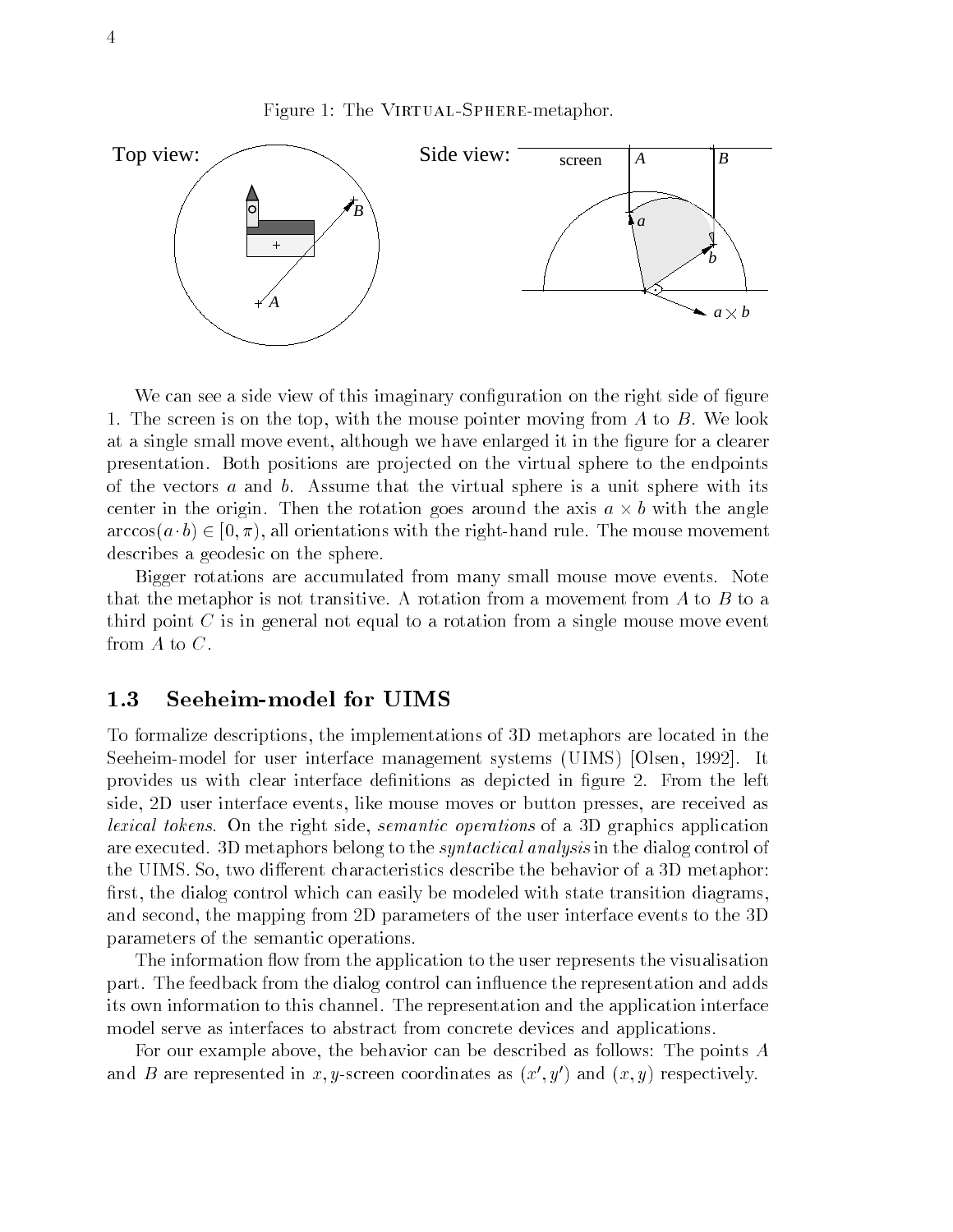Figure 1: The VIRTUAL-SPHERE-metaphor.

We can see a side view of this imaginary configuration on the right side of figure 1. The screen is on the top, with the mouse pointer moving from $A$ to $B$. We look at a single small move event, although we have enlarged it in the figure for a clearer presentation. Both positions are projected on the virtual sphere to the endpoints of the vectors $a$ and $b$. Assume that the virtual sphere is a unit sphere with its center in the origin. Then the rotation goes around the axis $a \times b$ with the angle $\arccos(a \cdot b) \in [0, \pi)$, all orientations with the right-hand rule. The mouse movement describes a geodesic on the sphere.

Bigger rotations are accumulated from many small mouse move events. Note that the metaphor is not transitive. A rotation from a movement from $A$ to $B$ to a third point $C$ is in general not equal to a rotation from a single mouse move event from $A$ to $C$.

## 1.3 Seeheim-model for UIMS

To formalize descriptions, the implementations of 3D metaphors are located in the Seeheim-model for user interface management systems (UIMS) [Olsen, 1992]. It provides us with clear interface definitions as depicted in figure 2. From the left side, 2D user interface events, like mouse moves or button presses, are received as *lexical tokens*. On the right side, *semantic operations* of a 3D graphics application are executed. 3D metaphors belong to the *syntactical analysis* in the dialog control of the UIMS. So, two different characteristics describe the behavior of a 3D metaphor: first, the dialog control which can easily be modeled with state transition diagrams, and second, the mapping from 2D parameters of the user interface events to the 3D parameters of the semantic operations.

The information flow from the application to the user represents the visualisation part. The feedback from the dialog control can influence the representation and adds its own information to this channel. The representation and the application interface model serve as interfaces to abstract from concrete devices and applications.

For our example above, the behavior can be described as follows: The points $A$ and $B$ are represented in $x, y$-screen coordinates as $(x', y')$ and $(x, y)$ respectively.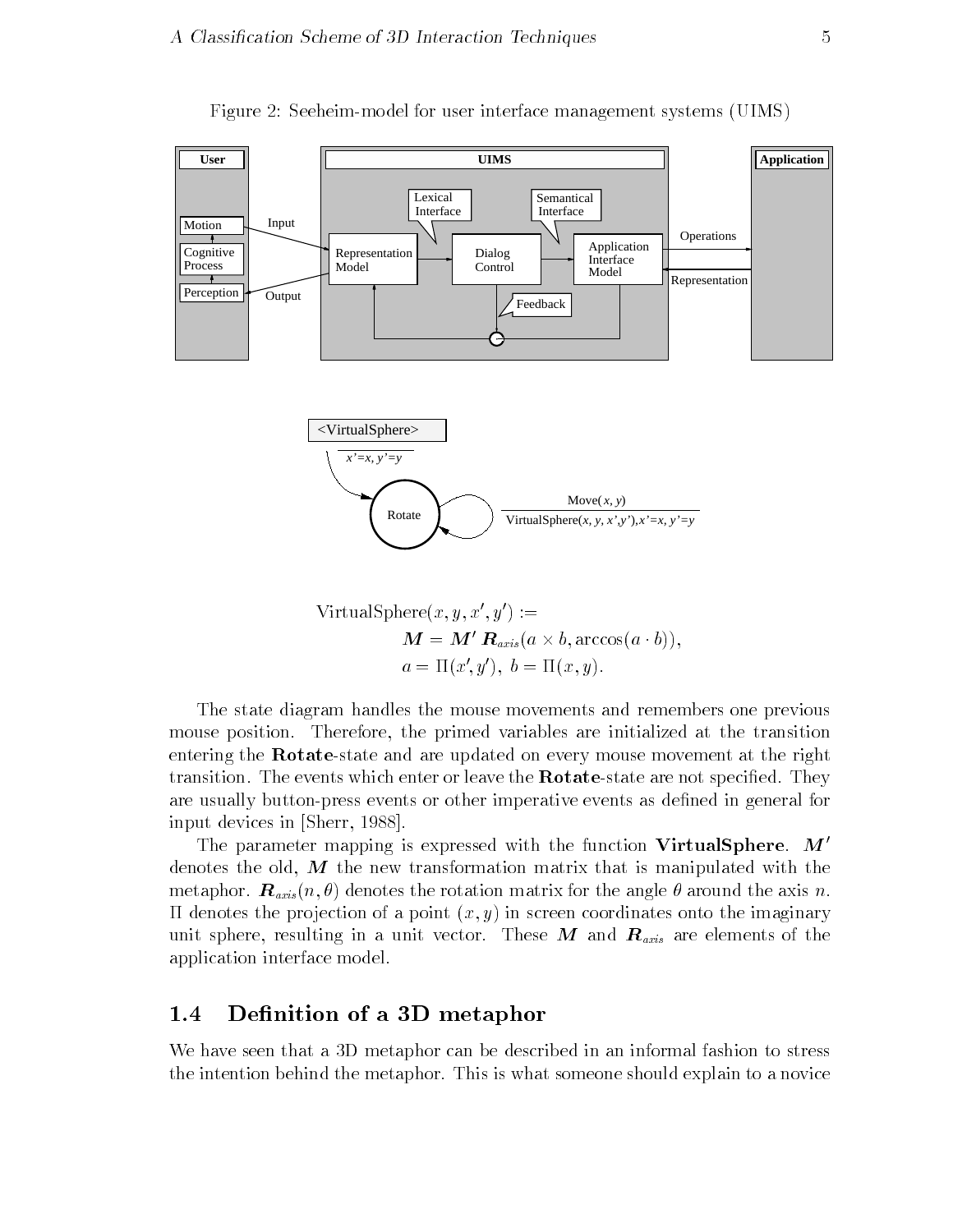Figure 2: Seeheim-model for user interface management systems (UIMS)

$$
\begin{aligned}
\text{VirtualSphere}(x, y, x', y') :=& \\
&\boldsymbol{M} = \boldsymbol{M}' \, \boldsymbol{R}_{axis}(a \times b, \arccos(a \cdot b)), \\
&a = \Pi(x', y'), \; b = \Pi(x, y).
\end{aligned}
$$

The state diagram handles the mouse movements and remembers one previous mouse position. Therefore, the primed variables are initialized at the transition entering the **Rotate**-state and are updated on every mouse movement at the right transition. The events which enter or leave the **Rotate**-state are not specified. They are usually button-press events or other imperative events as defined in general for input devices in [Sherr, 1988].

The parameter mapping is expressed with the function **VirtualSphere**. $\boldsymbol{M}'$ denotes the old, $\boldsymbol{M}$ the new transformation matrix that is manipulated with the metaphor. $\boldsymbol{R}_{axis}(n, \theta)$ denotes the rotation matrix for the angle $\theta$ around the axis $n$. $\Pi$ denotes the projection of a point $(x, y)$ in screen coordinates onto the imaginary unit sphere, resulting in a unit vector. These $\boldsymbol{M}$ and $\boldsymbol{R}_{axis}$ are elements of the application interface model.

## 1.4 Definition of a 3D metaphor

We have seen that a 3D metaphor can be described in an informal fashion to stress the intention behind the metaphor. This is what someone should explain to a novice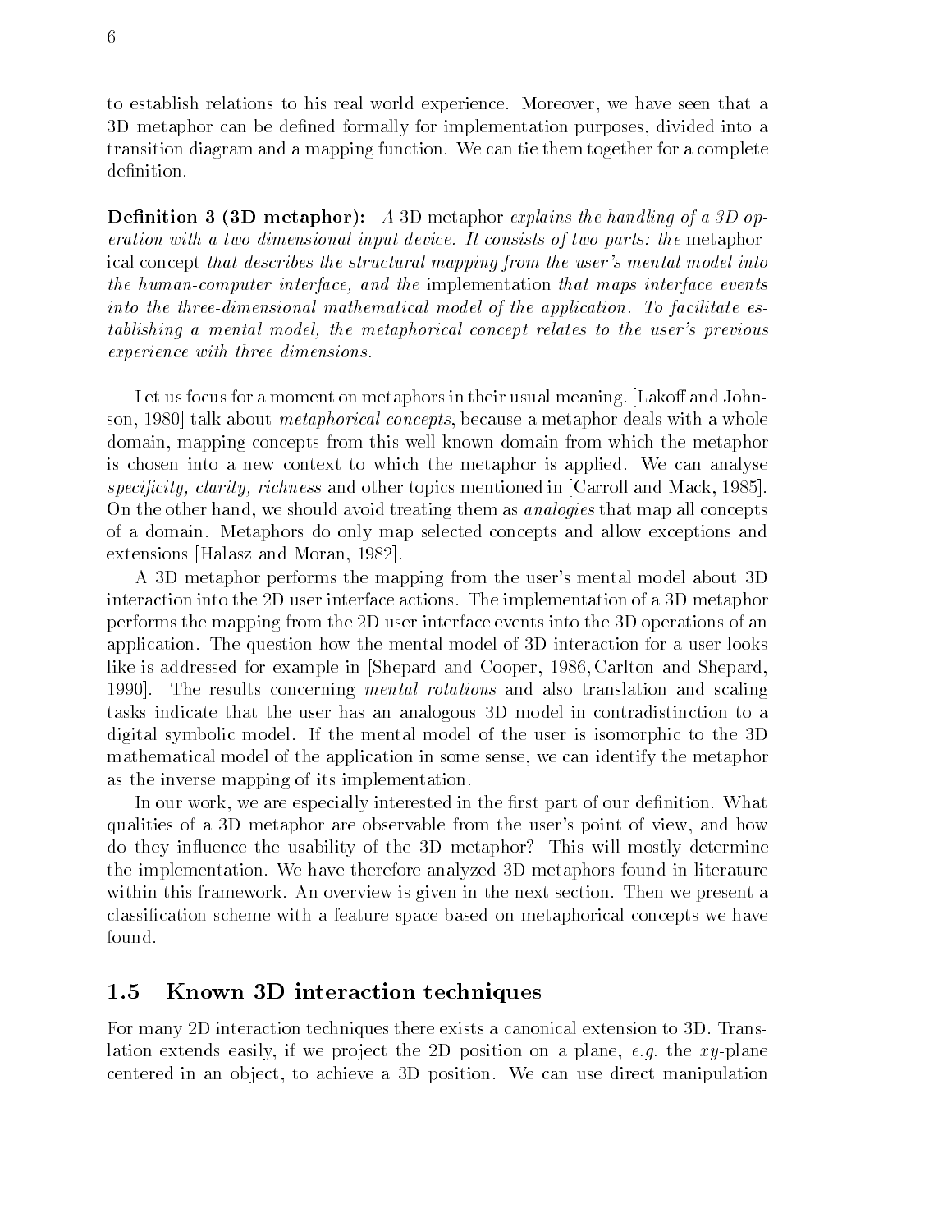to establish relations to his real world experience. Moreover, we have seen that a 3D metaphor can be defined formally for implementation purposes, divided into a transition diagram and a mapping function. We can tie them together for a complete definition.

**Definition 3 (3D metaphor):** *A* 3D metaphor *explains the handling of a 3D operation with a two dimensional input device. It consists of two parts: the* metaphorical concept *that describes the structural mapping from the user's mental model into the human-computer interface, and the* implementation *that maps interface events into the three-dimensional mathematical model of the application. To facilitate establishing a mental model, the metaphorical concept relates to the user's previous experience with three dimensions.*

Let us focus for a moment on metaphors in their usual meaning. [Lakoff and Johnson, 1980] talk about *metaphorical concepts*, because a metaphor deals with a whole domain, mapping concepts from this well known domain from which the metaphor is chosen into a new context to which the metaphor is applied. We can analyse *specificity, clarity, richness* and other topics mentioned in [Carroll and Mack, 1985]. On the other hand, we should avoid treating them as *analogies* that map all concepts of a domain. Metaphors do only map selected concepts and allow exceptions and extensions [Halasz and Moran, 1982].

A 3D metaphor performs the mapping from the user's mental model about 3D interaction into the 2D user interface actions. The implementation of a 3D metaphor performs the mapping from the 2D user interface events into the 3D operations of an application. The question how the mental model of 3D interaction for a user looks like is addressed for example in [Shepard and Cooper, 1986, Carlton and Shepard, 1990]. The results concerning *mental rotations* and also translation and scaling tasks indicate that the user has an analogous 3D model in contradistinction to a digital symbolic model. If the mental model of the user is isomorphic to the 3D mathematical model of the application in some sense, we can identify the metaphor as the inverse mapping of its implementation.

In our work, we are especially interested in the first part of our definition. What qualities of a 3D metaphor are observable from the user's point of view, and how do they influence the usability of the 3D metaphor? This will mostly determine the implementation. We have therefore analyzed 3D metaphors found in literature within this framework. An overview is given in the next section. Then we present a classification scheme with a feature space based on metaphorical concepts we have found.

## 1.5 Known 3D interaction techniques

For many 2D interaction techniques there exists a canonical extension to 3D. Translation extends easily, if we project the 2D position on a plane, *e.g.* the $xy$-plane centered in an object, to achieve a 3D position. We can use direct manipulation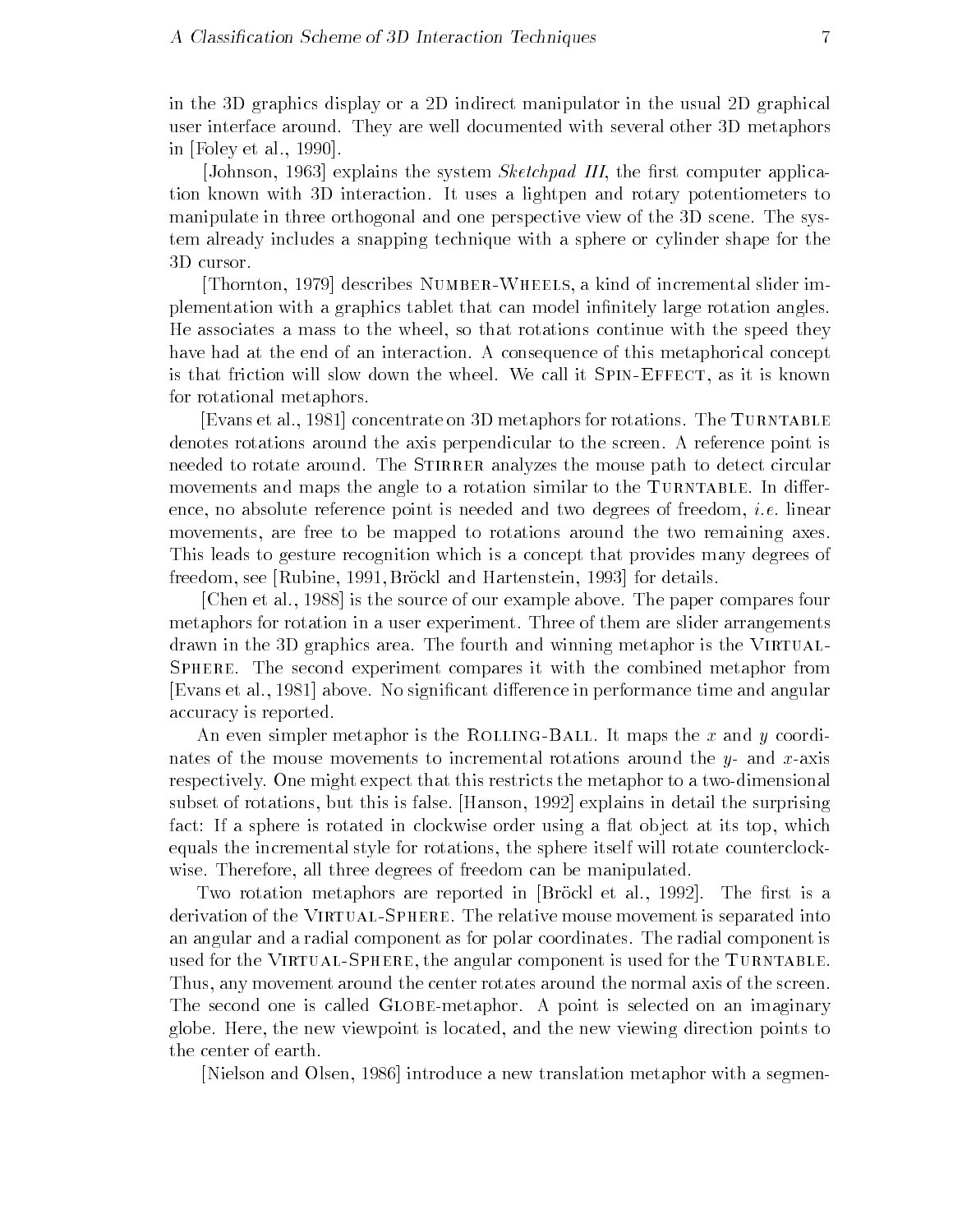in the 3D graphics display or a 2D indirect manipulator in the usual 2D graphical user interface around. They are well documented with several other 3D metaphors in [Foley et al., 1990].

[Johnson, 1963] explains the system *Sketchpad III*, the first computer application known with 3D interaction. It uses a lightpen and rotary potentiometers to manipulate in three orthogonal and one perspective view of the 3D scene. The system already includes a snapping technique with a sphere or cylinder shape for the 3D cursor.

[Thornton, 1979] describes Number-Wheels, a kind of incremental slider implementation with a graphics tablet that can model infinitely large rotation angles. He associates a mass to the wheel, so that rotations continue with the speed they have had at the end of an interaction. A consequence of this metaphorical concept is that friction will slow down the wheel. We call it Spin-Effect, as it is known for rotational metaphors.

[Evans et al., 1981] concentrate on 3D metaphors for rotations. The Turntable denotes rotations around the axis perpendicular to the screen. A reference point is needed to rotate around. The Stirrer analyzes the mouse path to detect circular movements and maps the angle to a rotation similar to the Turntable. In difference, no absolute reference point is needed and two degrees of freedom, *i.e.* linear movements, are free to be mapped to rotations around the two remaining axes. This leads to gesture recognition which is a concept that provides many degrees of freedom, see [Rubine, 1991, Bröckl and Hartenstein, 1993] for details.

[Chen et al., 1988] is the source of our example above. The paper compares four metaphors for rotation in a user experiment. Three of them are slider arrangements drawn in the 3D graphics area. The fourth and winning metaphor is the Virtual-Sphere. The second experiment compares it with the combined metaphor from [Evans et al., 1981] above. No significant difference in performance time and angular accuracy is reported.

An even simpler metaphor is the Rolling-Ball. It maps the $x$ and $y$ coordinates of the mouse movements to incremental rotations around the $y$- and $x$-axis respectively. One might expect that this restricts the metaphor to a two-dimensional subset of rotations, but this is false. [Hanson, 1992] explains in detail the surprising fact: If a sphere is rotated in clockwise order using a flat object at its top, which equals the incremental style for rotations, the sphere itself will rotate counterclockwise. Therefore, all three degrees of freedom can be manipulated.

Two rotation metaphors are reported in [Bröckl et al., 1992]. The first is a derivation of the Virtual-Sphere. The relative mouse movement is separated into an angular and a radial component as for polar coordinates. The radial component is used for the Virtual-Sphere, the angular component is used for the Turntable. Thus, any movement around the center rotates around the normal axis of the screen. The second one is called Globe-metaphor. A point is selected on an imaginary globe. Here, the new viewpoint is located, and the new viewing direction points to the center of earth.

[Nielson and Olsen, 1986] introduce a new translation metaphor with a segmen-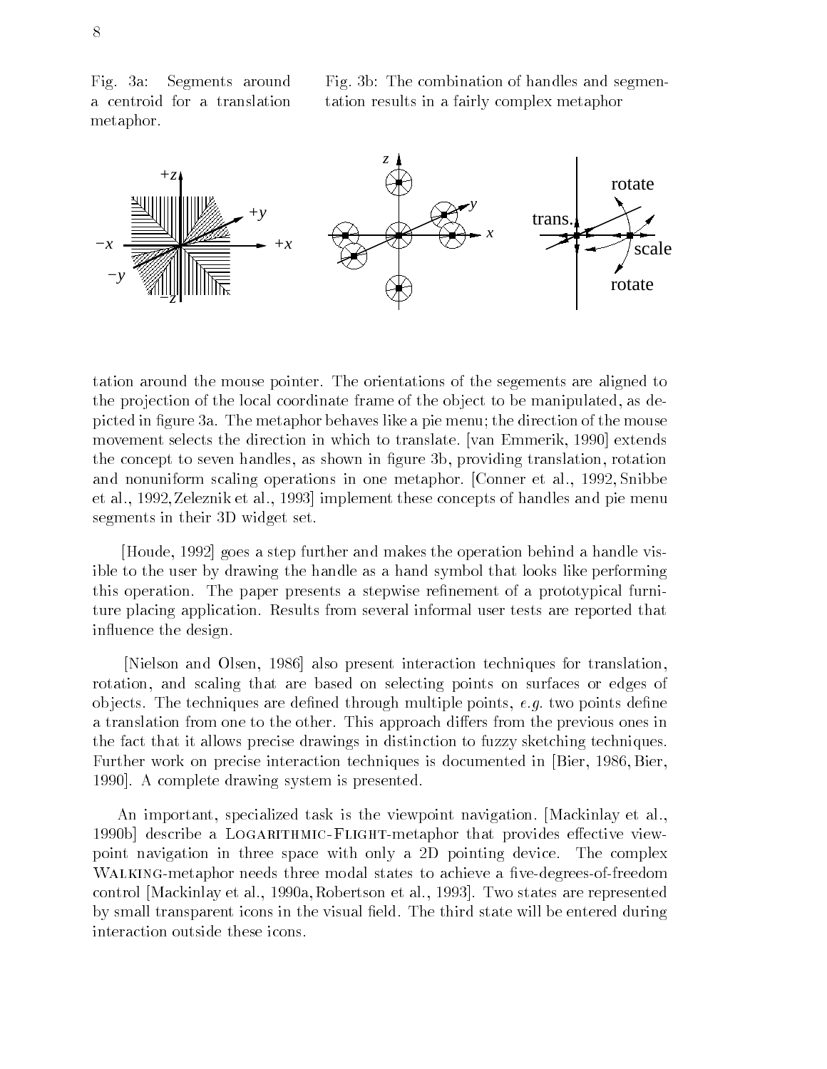Fig. 3a: Segments around a centroid for a translation metaphor.

Fig. 3b: The combination of handles and segmentation results in a fairly complex metaphor

tation around the mouse pointer. The orientations of the segements are aligned to the projection of the local coordinate frame of the object to be manipulated, as depicted in figure 3a. The metaphor behaves like a pie menu; the direction of the mouse movement selects the direction in which to translate. [van Emmerik, 1990] extends the concept to seven handles, as shown in figure 3b, providing translation, rotation and nonuniform scaling operations in one metaphor. [Conner et al., 1992, Snibbe et al., 1992, Zeleznik et al., 1993] implement these concepts of handles and pie menu segments in their 3D widget set.

[Houde, 1992] goes a step further and makes the operation behind a handle visible to the user by drawing the handle as a hand symbol that looks like performing this operation. The paper presents a stepwise refinement of a prototypical furniture placing application. Results from several informal user tests are reported that influence the design.

[Nielson and Olsen, 1986] also present interaction techniques for translation, rotation, and scaling that are based on selecting points on surfaces or edges of objects. The techniques are defined through multiple points, *e.g.* two points define a translation from one to the other. This approach differs from the previous ones in the fact that it allows precise drawings in distinction to fuzzy sketching techniques. Further work on precise interaction techniques is documented in [Bier, 1986, Bier, 1990]. A complete drawing system is presented.

An important, specialized task is the viewpoint navigation. [Mackinlay et al., 1990b] describe a Logarithmic-Flight-metaphor that provides effective viewpoint navigation in three space with only a 2D pointing device. The complex Walking-metaphor needs three modal states to achieve a five-degrees-of-freedom control [Mackinlay et al., 1990a, Robertson et al., 1993]. Two states are represented by small transparent icons in the visual field. The third state will be entered during interaction outside these icons.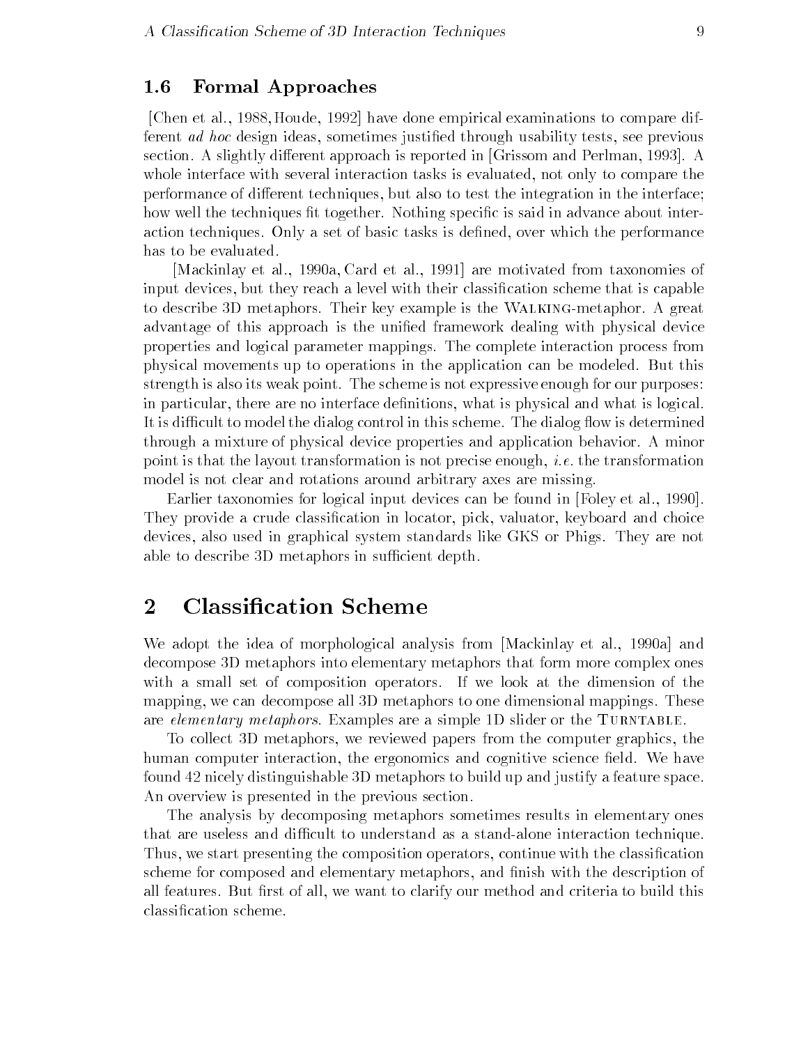### 1.6 Formal Approaches

[Chen et al., 1988, Houde, 1992] have done empirical examinations to compare different *ad hoc* design ideas, sometimes justified through usability tests, see previous section. A slightly different approach is reported in [Grissom and Perlman, 1993]. A whole interface with several interaction tasks is evaluated, not only to compare the performance of different techniques, but also to test the integration in the interface; how well the techniques fit together. Nothing specific is said in advance about interaction techniques. Only a set of basic tasks is defined, over which the performance has to be evaluated.

[Mackinlay et al., 1990a, Card et al., 1991] are motivated from taxonomies of input devices, but they reach a level with their classification scheme that is capable to describe 3D metaphors. Their key example is the Walking-metaphor. A great advantage of this approach is the unified framework dealing with physical device properties and logical parameter mappings. The complete interaction process from physical movements up to operations in the application can be modeled. But this strength is also its weak point. The scheme is not expressive enough for our purposes: in particular, there are no interface definitions, what is physical and what is logical. It is difficult to model the dialog control in this scheme. The dialog flow is determined through a mixture of physical device properties and application behavior. A minor point is that the layout transformation is not precise enough, *i.e.* the transformation model is not clear and rotations around arbitrary axes are missing.

Earlier taxonomies for logical input devices can be found in [Foley et al., 1990]. They provide a crude classification in locator, pick, valuator, keyboard and choice devices, also used in graphical system standards like GKS or Phigs. They are not able to describe 3D metaphors in sufficient depth.

## 2 Classification Scheme

We adopt the idea of morphological analysis from [Mackinlay et al., 1990a] and decompose 3D metaphors into elementary metaphors that form more complex ones with a small set of composition operators. If we look at the dimension of the mapping, we can decompose all 3D metaphors to one dimensional mappings. These are *elementary metaphors*. Examples are a simple 1D slider or the Turntable.

To collect 3D metaphors, we reviewed papers from the computer graphics, the human computer interaction, the ergonomics and cognitive science field. We have found 42 nicely distinguishable 3D metaphors to build up and justify a feature space. An overview is presented in the previous section.

The analysis by decomposing metaphors sometimes results in elementary ones that are useless and difficult to understand as a stand-alone interaction technique. Thus, we start presenting the composition operators, continue with the classification scheme for composed and elementary metaphors, and finish with the description of all features. But first of all, we want to clarify our method and criteria to build this classification scheme.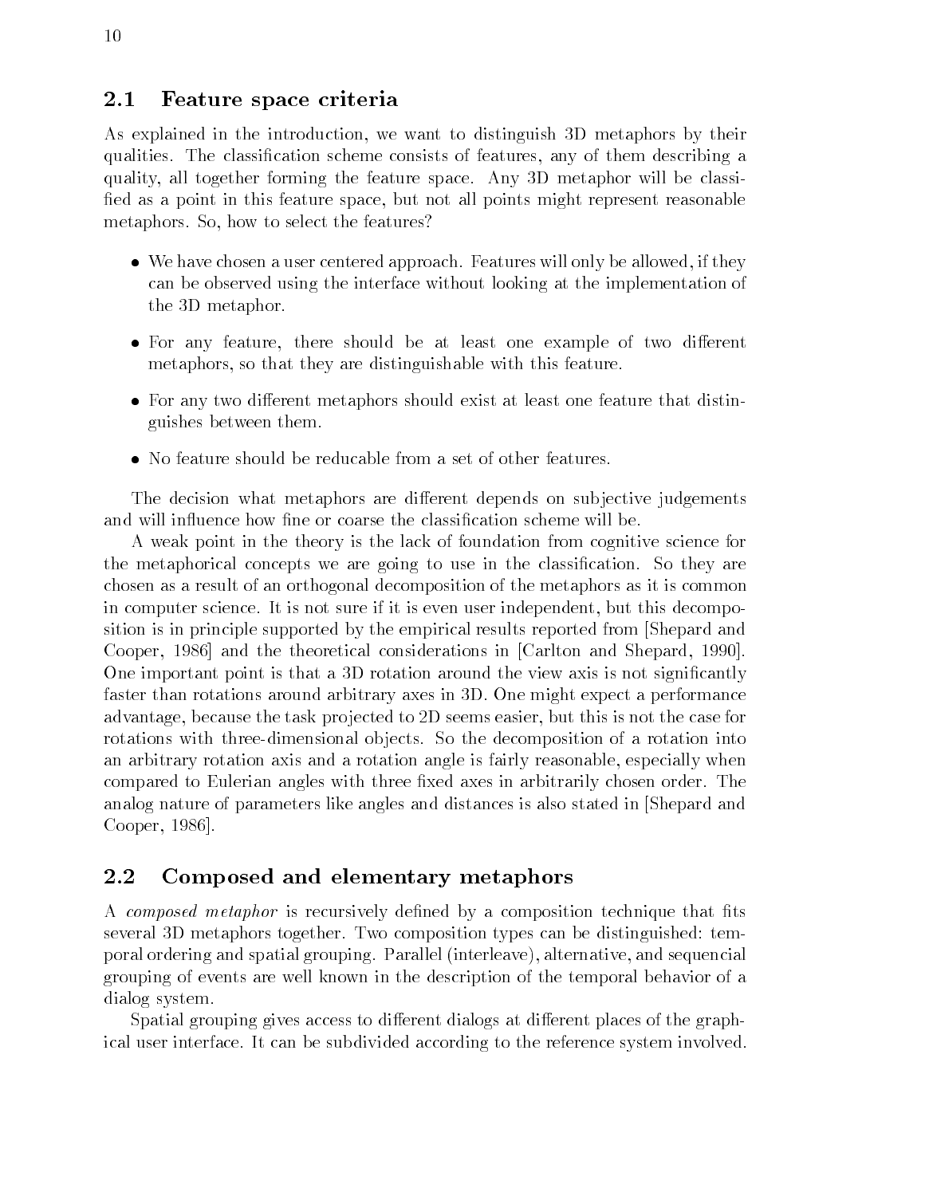## 2.1 Feature space criteria

As explained in the introduction, we want to distinguish 3D metaphors by their qualities. The classification scheme consists of features, any of them describing a quality, all together forming the feature space. Any 3D metaphor will be classified as a point in this feature space, but not all points might represent reasonable metaphors. So, how to select the features?

- We have chosen a user centered approach. Features will only be allowed, if they can be observed using the interface without looking at the implementation of the 3D metaphor.
- For any feature, there should be at least one example of two different metaphors, so that they are distinguishable with this feature.
- For any two different metaphors should exist at least one feature that distinguishes between them.
- No feature should be reducable from a set of other features.

The decision what metaphors are different depends on subjective judgements and will influence how fine or coarse the classification scheme will be.

A weak point in the theory is the lack of foundation from cognitive science for the metaphorical concepts we are going to use in the classification. So they are chosen as a result of an orthogonal decomposition of the metaphors as it is common in computer science. It is not sure if it is even user independent, but this decomposition is in principle supported by the empirical results reported from [Shepard and Cooper, 1986] and the theoretical considerations in [Carlton and Shepard, 1990]. One important point is that a 3D rotation around the view axis is not significantly faster than rotations around arbitrary axes in 3D. One might expect a performance advantage, because the task projected to 2D seems easier, but this is not the case for rotations with three-dimensional objects. So the decomposition of a rotation into an arbitrary rotation axis and a rotation angle is fairly reasonable, especially when compared to Eulerian angles with three fixed axes in arbitrarily chosen order. The analog nature of parameters like angles and distances is also stated in [Shepard and Cooper, 1986].

## 2.2 Composed and elementary metaphors

A *composed metaphor* is recursively defined by a composition technique that fits several 3D metaphors together. Two composition types can be distinguished: temporal ordering and spatial grouping. Parallel (interleave), alternative, and sequencial grouping of events are well known in the description of the temporal behavior of a dialog system.

Spatial grouping gives access to different dialogs at different places of the graphical user interface. It can be subdivided according to the reference system involved.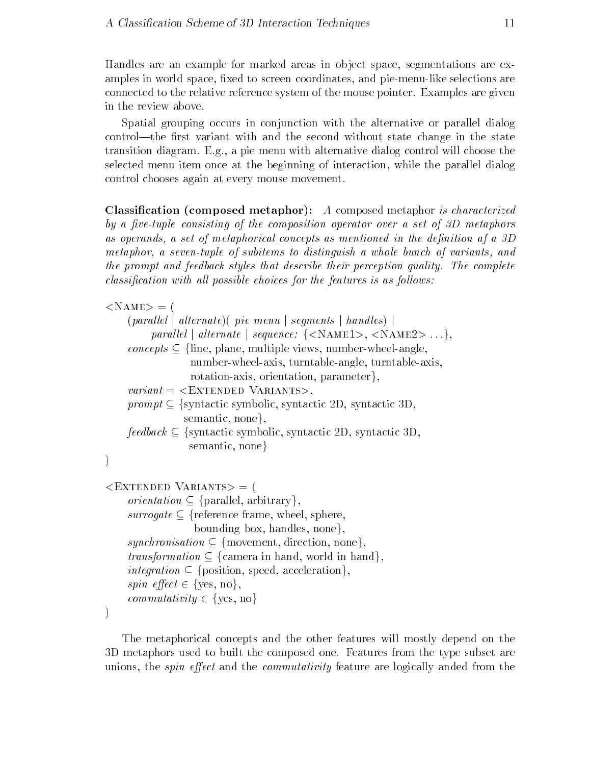Handles are an example for marked areas in object space, segmentations are examples in world space, fixed to screen coordinates, and pie-menu-like selections are connected to the relative reference system of the mouse pointer. Examples are given in the review above.

Spatial grouping occurs in conjunction with the alternative or parallel dialog control—the first variant with and the second without state change in the state transition diagram. E.g., a pie menu with alternative dialog control will choose the selected menu item once at the beginning of interaction, while the parallel dialog control chooses again at every mouse movement.

**Classification (composed metaphor):** *A* composed metaphor *is characterized by a five-tuple consisting of the composition operator over a set of 3D metaphors as operands, a set of metaphorical concepts as mentioned in the definition af a 3D metaphor, a seven-tuple of subitems to distinguish a whole bunch of variants, and the prompt and feedback styles that describe their perception quality. The complete classification with all possible choices for the features is as follows:*

<NAME> = (
&nbsp;&nbsp;&nbsp;&nbsp;(*parallel* | *alternate*)( *pie menu* | *segments* | *handles*) |
&nbsp;&nbsp;&nbsp;&nbsp;&nbsp;&nbsp;&nbsp;&nbsp;*parallel* | *alternate* | *sequence:* {<NAME1>, <NAME2> ...},
&nbsp;&nbsp;&nbsp;&nbsp;*concepts* $\subseteq$ {line, plane, multiple views, number-wheel-angle,
&nbsp;&nbsp;&nbsp;&nbsp;&nbsp;&nbsp;&nbsp;&nbsp;&nbsp;&nbsp;&nbsp;&nbsp;number-wheel-axis, turntable-angle, turntable-axis,
&nbsp;&nbsp;&nbsp;&nbsp;&nbsp;&nbsp;&nbsp;&nbsp;&nbsp;&nbsp;&nbsp;&nbsp;rotation-axis, orientation, parameter},
&nbsp;&nbsp;&nbsp;&nbsp;*variant* = <EXTENDED VARIANTS>,
&nbsp;&nbsp;&nbsp;&nbsp;*prompt* $\subseteq$ {syntactic symbolic, syntactic 2D, syntactic 3D,
&nbsp;&nbsp;&nbsp;&nbsp;&nbsp;&nbsp;&nbsp;&nbsp;&nbsp;&nbsp;&nbsp;&nbsp;semantic, none},
&nbsp;&nbsp;&nbsp;&nbsp;*feedback* $\subseteq$ {syntactic symbolic, syntactic 2D, syntactic 3D,
&nbsp;&nbsp;&nbsp;&nbsp;&nbsp;&nbsp;&nbsp;&nbsp;&nbsp;&nbsp;&nbsp;&nbsp;semantic, none}
)

<EXTENDED VARIANTS> = (
&nbsp;&nbsp;&nbsp;&nbsp;*orientation* $\subseteq$ {parallel, arbitrary},
&nbsp;&nbsp;&nbsp;&nbsp;*surrogate* $\subseteq$ {reference frame, wheel, sphere,
&nbsp;&nbsp;&nbsp;&nbsp;&nbsp;&nbsp;&nbsp;&nbsp;&nbsp;&nbsp;&nbsp;&nbsp;bounding box, handles, none},
&nbsp;&nbsp;&nbsp;&nbsp;*synchronisation* $\subseteq$ {movement, direction, none},
&nbsp;&nbsp;&nbsp;&nbsp;*transformation* $\subseteq$ {camera in hand, world in hand},
&nbsp;&nbsp;&nbsp;&nbsp;*integration* $\subseteq$ {position, speed, acceleration},
&nbsp;&nbsp;&nbsp;&nbsp;*spin effect* $\in$ {yes, no},
&nbsp;&nbsp;&nbsp;&nbsp;*commutativity* $\in$ {yes, no}
)

The metaphorical concepts and the other features will mostly depend on the 3D metaphors used to built the composed one. Features from the type subset are unions, the *spin effect* and the *commutativity* feature are logically anded from the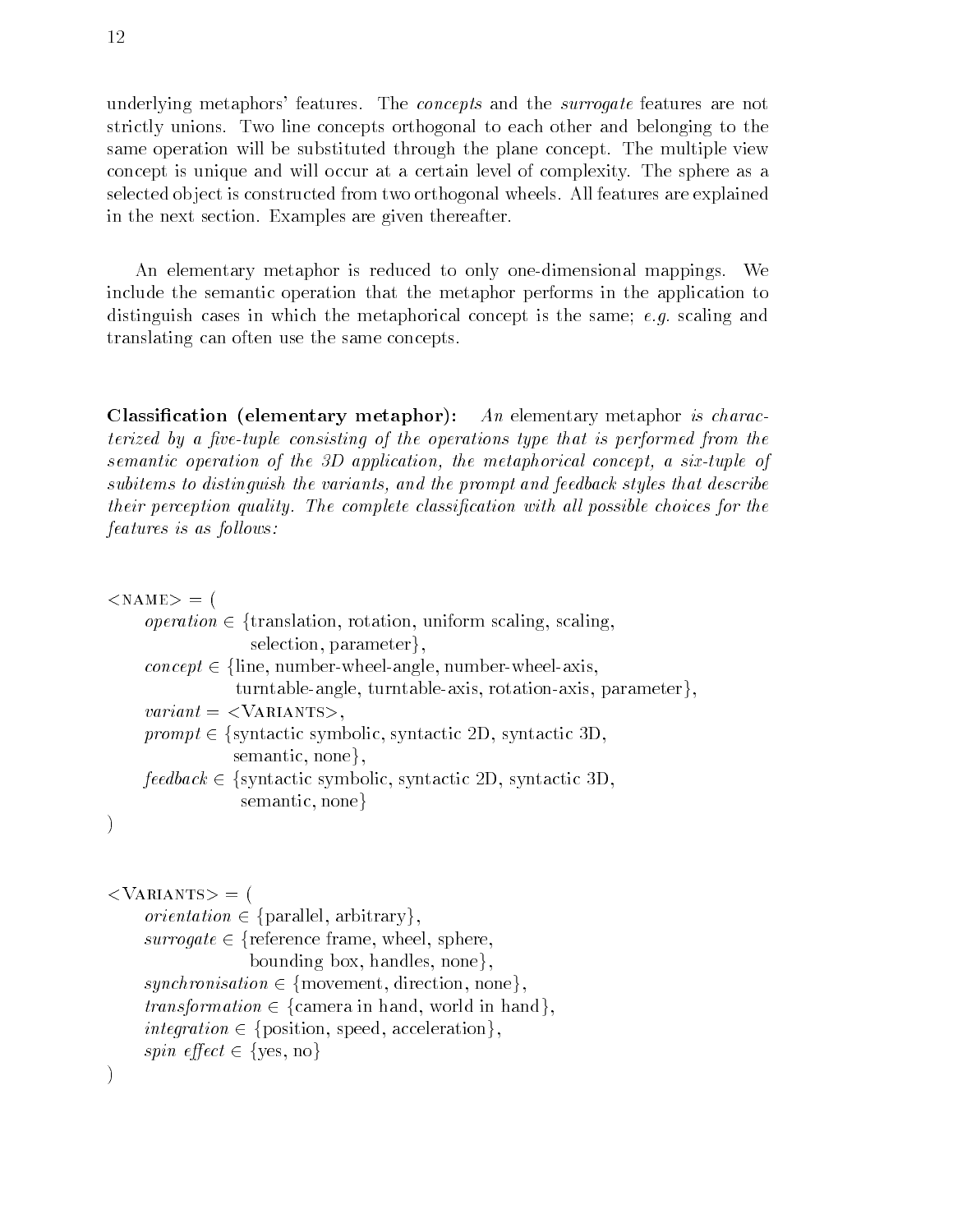underlying metaphors' features. The *concepts* and the *surrogate* features are not strictly unions. Two line concepts orthogonal to each other and belonging to the same operation will be substituted through the plane concept. The multiple view concept is unique and will occur at a certain level of complexity. The sphere as a selected object is constructed from two orthogonal wheels. All features are explained in the next section. Examples are given thereafter.

An elementary metaphor is reduced to only one-dimensional mappings. We include the semantic operation that the metaphor performs in the application to distinguish cases in which the metaphorical concept is the same; *e.g.* scaling and translating can often use the same concepts.

**Classification (elementary metaphor):** *An* elementary metaphor *is characterized by a five-tuple consisting of the operations type that is performed from the semantic operation of the 3D application, the metaphorical concept, a six-tuple of subitems to distinguish the variants, and the prompt and feedback styles that describe their perception quality. The complete classification with all possible choices for the features is as follows:*

<NAME> = (
  *operation* ∈ {translation, rotation, uniform scaling, scaling, selection, parameter},
  *concept* ∈ {line, number-wheel-angle, number-wheel-axis, turntable-angle, turntable-axis, rotation-axis, parameter},
  *variant* = <VARIANTS>,
  *prompt* ∈ {syntactic symbolic, syntactic 2D, syntactic 3D, semantic, none},
  *feedback* ∈ {syntactic symbolic, syntactic 2D, syntactic 3D, semantic, none}
)

<VARIANTS> = (
  *orientation* ∈ {parallel, arbitrary},
  *surrogate* ∈ {reference frame, wheel, sphere, bounding box, handles, none},
  *synchronisation* ∈ {movement, direction, none},
  *transformation* ∈ {camera in hand, world in hand},
  *integration* ∈ {position, speed, acceleration},
  *spin effect* ∈ {yes, no}
)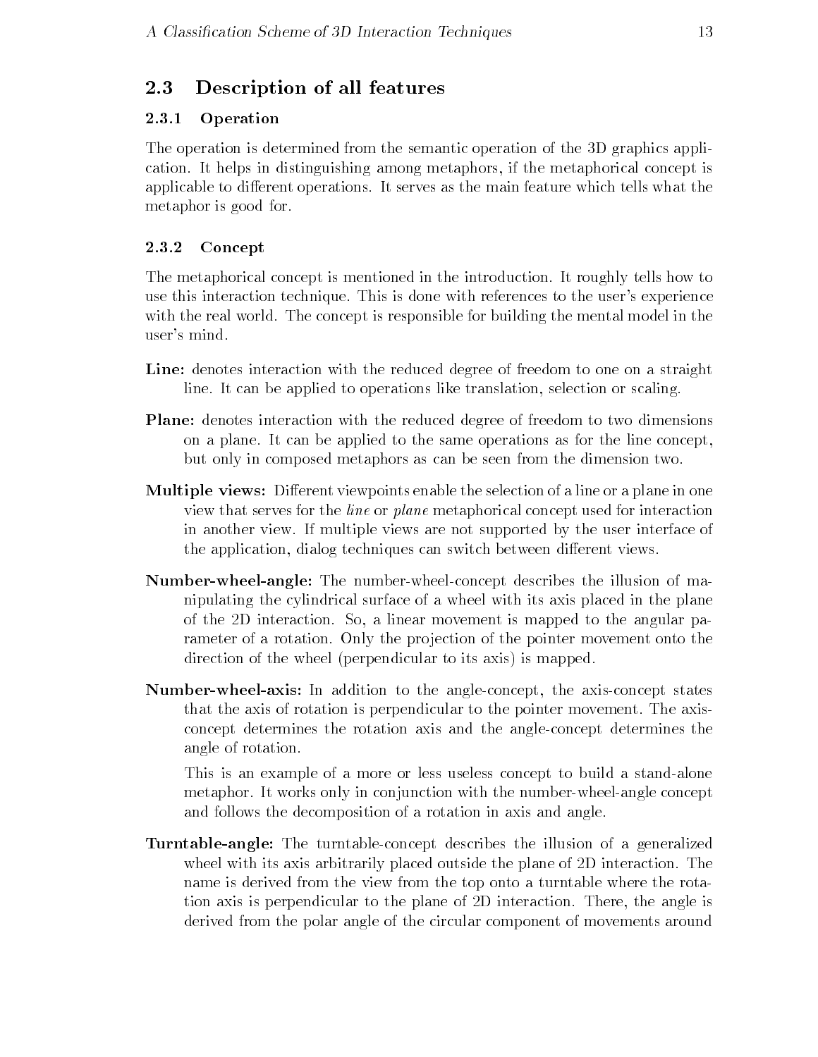## 2.3 Description of all features

### 2.3.1 Operation

The operation is determined from the semantic operation of the 3D graphics application. It helps in distinguishing among metaphors, if the metaphorical concept is applicable to different operations. It serves as the main feature which tells what the metaphor is good for.

### 2.3.2 Concept

The metaphorical concept is mentioned in the introduction. It roughly tells how to use this interaction technique. This is done with references to the user's experience with the real world. The concept is responsible for building the mental model in the user's mind.

**Line:** denotes interaction with the reduced degree of freedom to one on a straight line. It can be applied to operations like translation, selection or scaling.

**Plane:** denotes interaction with the reduced degree of freedom to two dimensions on a plane. It can be applied to the same operations as for the line concept, but only in composed metaphors as can be seen from the dimension two.

**Multiple views:** Different viewpoints enable the selection of a line or a plane in one view that serves for the *line* or *plane* metaphorical concept used for interaction in another view. If multiple views are not supported by the user interface of the application, dialog techniques can switch between different views.

**Number-wheel-angle:** The number-wheel-concept describes the illusion of manipulating the cylindrical surface of a wheel with its axis placed in the plane of the 2D interaction. So, a linear movement is mapped to the angular parameter of a rotation. Only the projection of the pointer movement onto the direction of the wheel (perpendicular to its axis) is mapped.

**Number-wheel-axis:** In addition to the angle-concept, the axis-concept states that the axis of rotation is perpendicular to the pointer movement. The axis-concept determines the rotation axis and the angle-concept determines the angle of rotation.

This is an example of a more or less useless concept to build a stand-alone metaphor. It works only in conjunction with the number-wheel-angle concept and follows the decomposition of a rotation in axis and angle.

**Turntable-angle:** The turntable-concept describes the illusion of a generalized wheel with its axis arbitrarily placed outside the plane of 2D interaction. The name is derived from the view from the top onto a turntable where the rotation axis is perpendicular to the plane of 2D interaction. There, the angle is derived from the polar angle of the circular component of movements around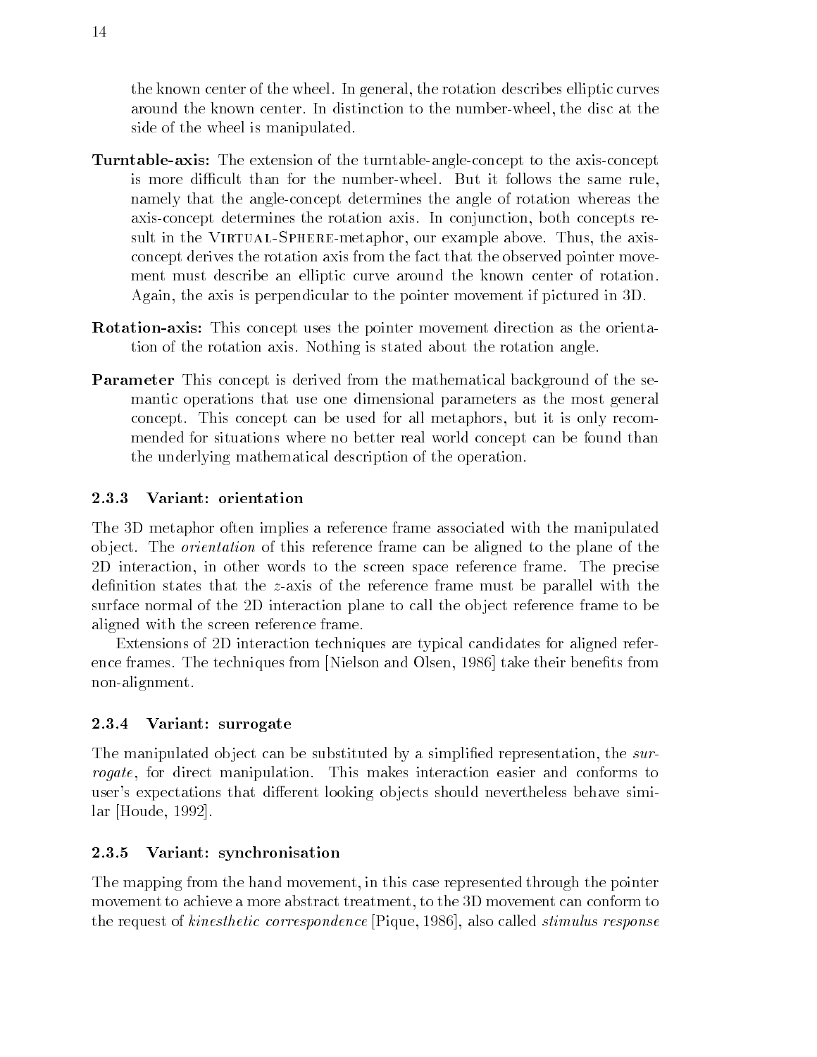the known center of the wheel. In general, the rotation describes elliptic curves around the known center. In distinction to the number-wheel, the disc at the side of the wheel is manipulated.

**Turntable-axis:** The extension of the turntable-angle-concept to the axis-concept is more difficult than for the number-wheel. But it follows the same rule, namely that the angle-concept determines the angle of rotation whereas the axis-concept determines the rotation axis. In conjunction, both concepts result in the Virtual-Sphere-metaphor, our example above. Thus, the axis-concept derives the rotation axis from the fact that the observed pointer movement must describe an elliptic curve around the known center of rotation. Again, the axis is perpendicular to the pointer movement if pictured in 3D.

**Rotation-axis:** This concept uses the pointer movement direction as the orientation of the rotation axis. Nothing is stated about the rotation angle.

**Parameter** This concept is derived from the mathematical background of the semantic operations that use one dimensional parameters as the most general concept. This concept can be used for all metaphors, but it is only recommended for situations where no better real world concept can be found than the underlying mathematical description of the operation.

### 2.3.3 Variant: orientation

The 3D metaphor often implies a reference frame associated with the manipulated object. The *orientation* of this reference frame can be aligned to the plane of the 2D interaction, in other words to the screen space reference frame. The precise definition states that the $z$-axis of the reference frame must be parallel with the surface normal of the 2D interaction plane to call the object reference frame to be aligned with the screen reference frame.

Extensions of 2D interaction techniques are typical candidates for aligned reference frames. The techniques from [Nielson and Olsen, 1986] take their benefits from non-alignment.

### 2.3.4 Variant: surrogate

The manipulated object can be substituted by a simplified representation, the *surrogate*, for direct manipulation. This makes interaction easier and conforms to user's expectations that different looking objects should nevertheless behave similar [Houde, 1992].

### 2.3.5 Variant: synchronisation

The mapping from the hand movement, in this case represented through the pointer movement to achieve a more abstract treatment, to the 3D movement can conform to the request of *kinesthetic correspondence* [Pique, 1986], also called *stimulus response*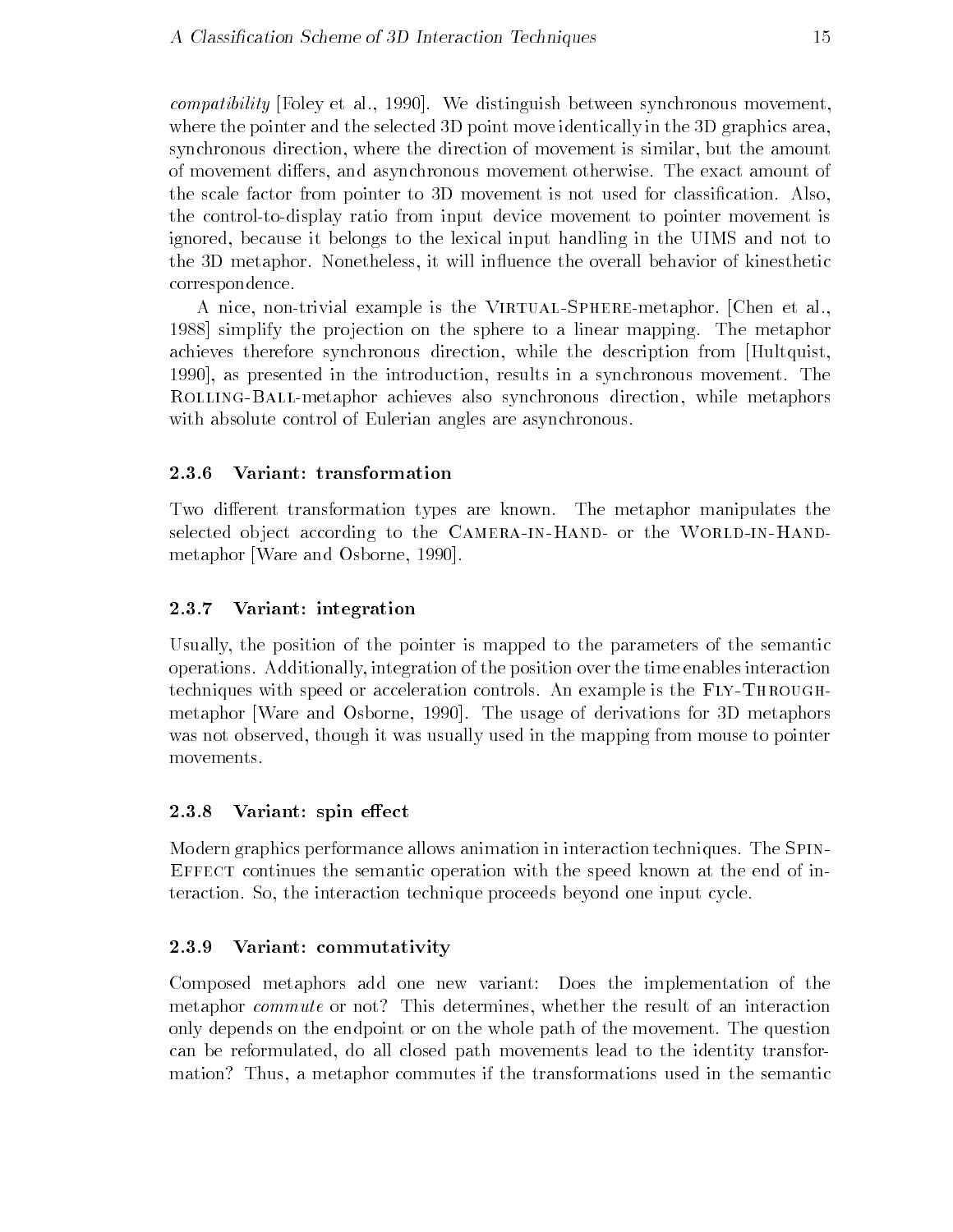*compatibility* [Foley et al., 1990]. We distinguish between synchronous movement, where the pointer and the selected 3D point move identically in the 3D graphics area, synchronous direction, where the direction of movement is similar, but the amount of movement differs, and asynchronous movement otherwise. The exact amount of the scale factor from pointer to 3D movement is not used for classification. Also, the control-to-display ratio from input device movement to pointer movement is ignored, because it belongs to the lexical input handling in the UIMS and not to the 3D metaphor. Nonetheless, it will influence the overall behavior of kinesthetic correspondence.

A nice, non-trivial example is the Virtual-Sphere-metaphor. [Chen et al., 1988] simplify the projection on the sphere to a linear mapping. The metaphor achieves therefore synchronous direction, while the description from [Hultquist, 1990], as presented in the introduction, results in a synchronous movement. The Rolling-Ball-metaphor achieves also synchronous direction, while metaphors with absolute control of Eulerian angles are asynchronous.

### 2.3.6 Variant: transformation

Two different transformation types are known. The metaphor manipulates the selected object according to the Camera-in-Hand- or the World-in-Hand-metaphor [Ware and Osborne, 1990].

### 2.3.7 Variant: integration

Usually, the position of the pointer is mapped to the parameters of the semantic operations. Additionally, integration of the position over the time enables interaction techniques with speed or acceleration controls. An example is the Fly-Through-metaphor [Ware and Osborne, 1990]. The usage of derivations for 3D metaphors was not observed, though it was usually used in the mapping from mouse to pointer movements.

### 2.3.8 Variant: spin effect

Modern graphics performance allows animation in interaction techniques. The Spin-Effect continues the semantic operation with the speed known at the end of interaction. So, the interaction technique proceeds beyond one input cycle.

### 2.3.9 Variant: commutativity

Composed metaphors add one new variant: Does the implementation of the metaphor *commute* or not? This determines, whether the result of an interaction only depends on the endpoint or on the whole path of the movement. The question can be reformulated, do all closed path movements lead to the identity transformation? Thus, a metaphor commutes if the transformations used in the semantic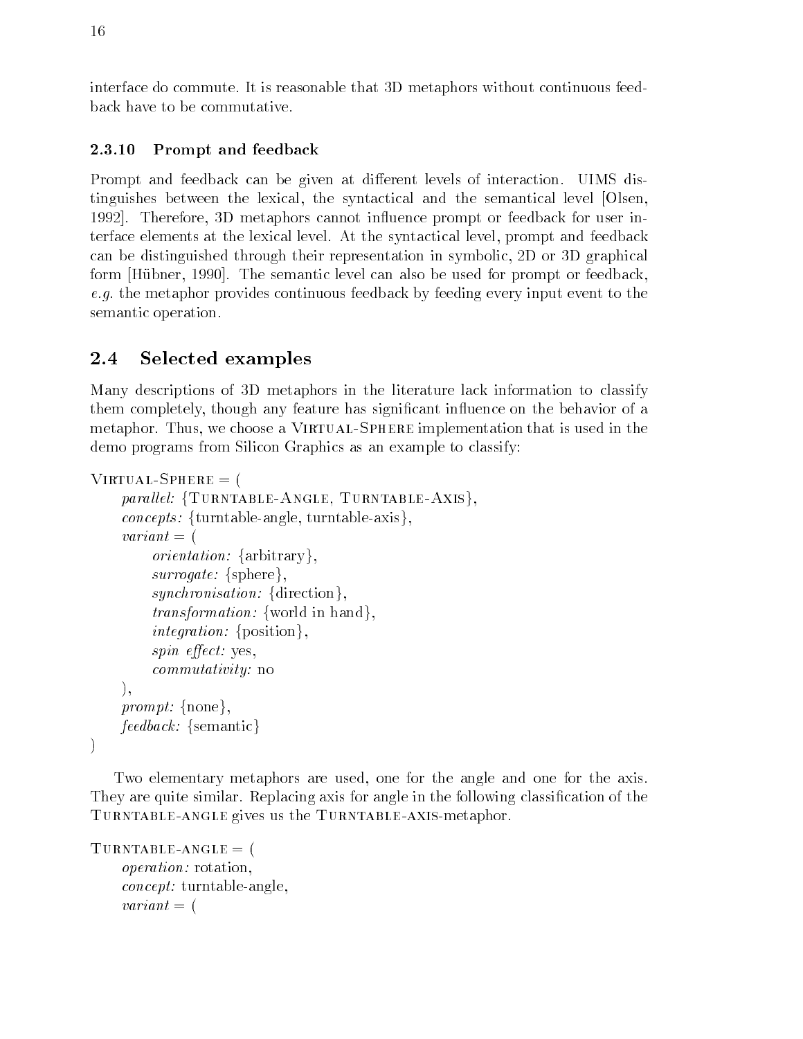interface do commute. It is reasonable that 3D metaphors without continuous feedback have to be commutative.

### 2.3.10 Prompt and feedback

Prompt and feedback can be given at different levels of interaction. UIMS distinguishes between the lexical, the syntactical and the semantical level [Olsen, 1992]. Therefore, 3D metaphors cannot influence prompt or feedback for user interface elements at the lexical level. At the syntactical level, prompt and feedback can be distinguished through their representation in symbolic, 2D or 3D graphical form [Hübner, 1990]. The semantic level can also be used for prompt or feedback, *e.g.* the metaphor provides continuous feedback by feeding every input event to the semantic operation.

## 2.4 Selected examples

Many descriptions of 3D metaphors in the literature lack information to classify them completely, though any feature has significant influence on the behavior of a metaphor. Thus, we choose a Virtual-Sphere implementation that is used in the demo programs from Silicon Graphics as an example to classify:

Virtual-Sphere = (
  *parallel:* {Turntable-Angle, Turntable-Axis},
  *concepts:* {turntable-angle, turntable-axis},
  *variant* = (
    *orientation:* {arbitrary},
    *surrogate:* {sphere},
    *synchronisation:* {direction},
    *transformation:* {world in hand},
    *integration:* {position},
    *spin effect:* yes,
    *commutativity:* no
  ),
  *prompt:* {none},
  *feedback:* {semantic}
)

Two elementary metaphors are used, one for the angle and one for the axis. They are quite similar. Replacing axis for angle in the following classification of the Turntable-angle gives us the Turntable-axis-metaphor.

Turntable-angle = (
  *operation:* rotation,
  *concept:* turntable-angle,
  *variant* = (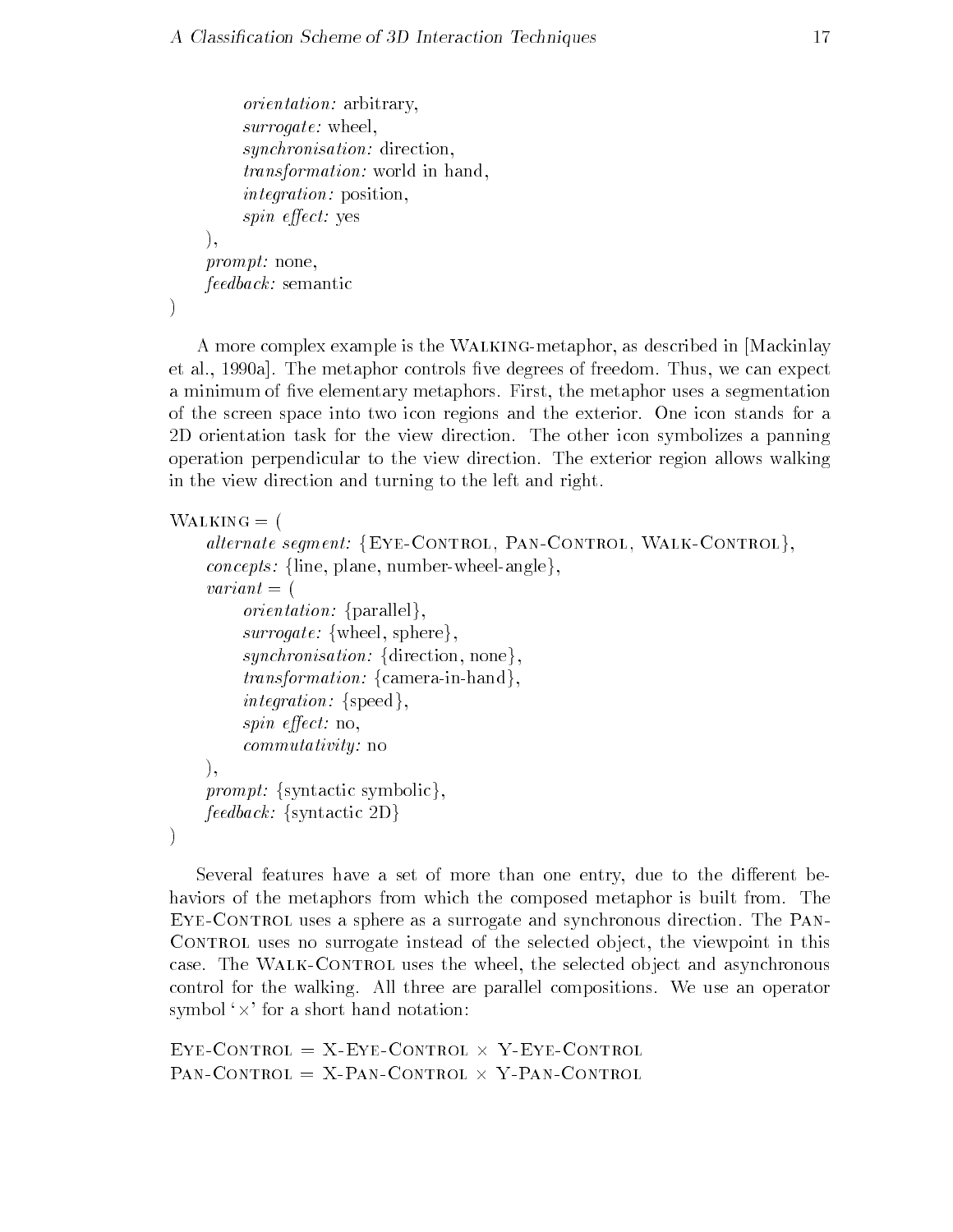*orientation:* arbitrary,
*surrogate:* wheel,
*synchronisation:* direction,
*transformation:* world in hand,
*integration:* position,
*spin effect:* yes
),
*prompt:* none,
*feedback:* semantic
)

A more complex example is the WALKING-metaphor, as described in [Mackinlay et al., 1990a]. The metaphor controls five degrees of freedom. Thus, we can expect a minimum of five elementary metaphors. First, the metaphor uses a segmentation of the screen space into two icon regions and the exterior. One icon stands for a 2D orientation task for the view direction. The other icon symbolizes a panning operation perpendicular to the view direction. The exterior region allows walking in the view direction and turning to the left and right.

WALKING = (
*alternate segment:* {EYE-CONTROL, PAN-CONTROL, WALK-CONTROL},
*concepts:* {line, plane, number-wheel-angle},
*variant* = (
*orientation:* {parallel},
*surrogate:* {wheel, sphere},
*synchronisation:* {direction, none},
*transformation:* {camera-in-hand},
*integration:* {speed},
*spin effect:* no,
*commutativity:* no
),
*prompt:* {syntactic symbolic},
*feedback:* {syntactic 2D}
)

Several features have a set of more than one entry, due to the different behaviors of the metaphors from which the composed metaphor is built from. The EYE-CONTROL uses a sphere as a surrogate and synchronous direction. The PAN-CONTROL uses no surrogate instead of the selected object, the viewpoint in this case. The WALK-CONTROL uses the wheel, the selected object and asynchronous control for the walking. All three are parallel compositions. We use an operator symbol '$\times$' for a short hand notation:

EYE-CONTROL = X-EYE-CONTROL $\times$ Y-EYE-CONTROL
PAN-CONTROL = X-PAN-CONTROL $\times$ Y-PAN-CONTROL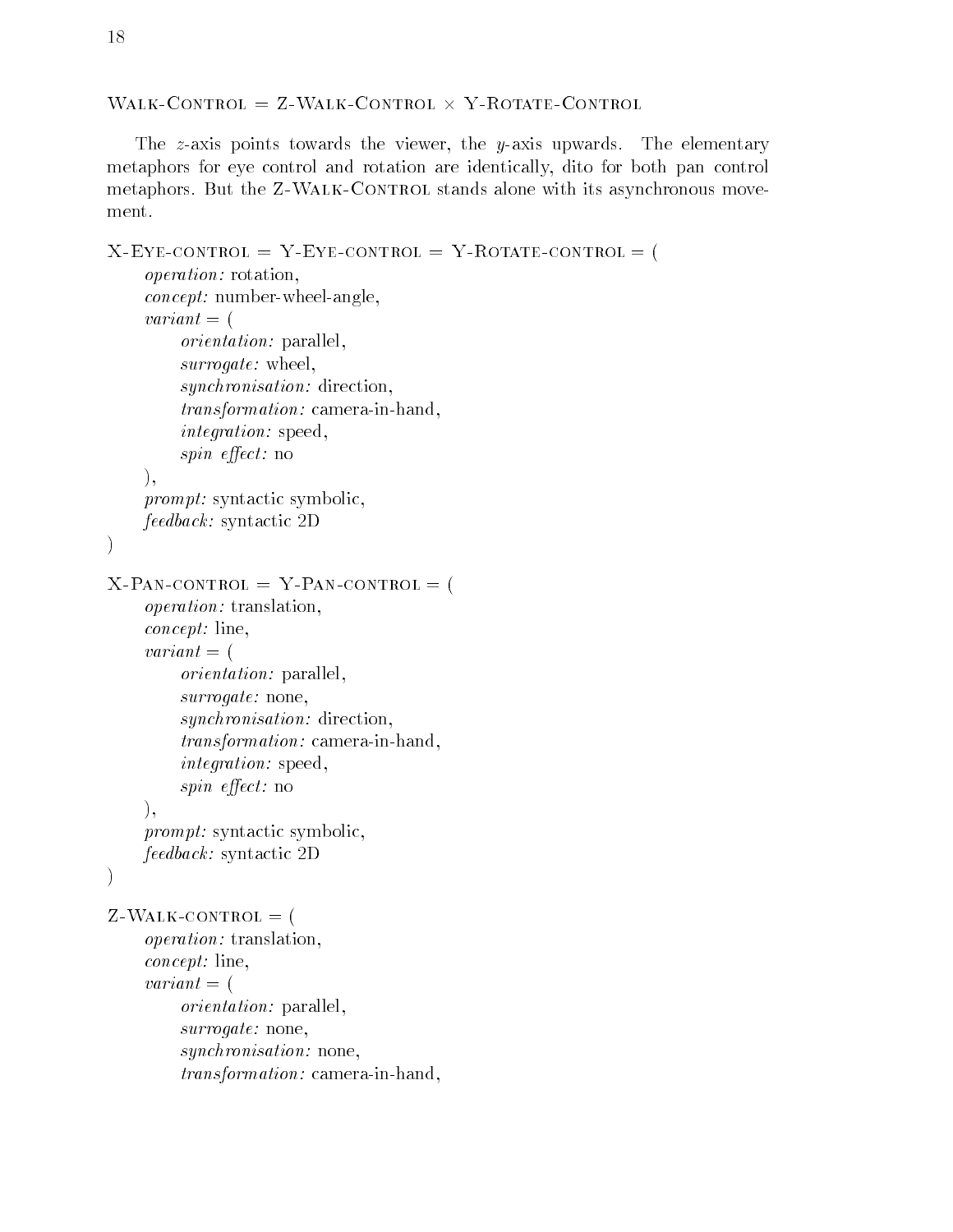Walk-Control = Z-Walk-Control × Y-Rotate-Control

The $z$-axis points towards the viewer, the $y$-axis upwards. The elementary metaphors for eye control and rotation are identically, dito for both pan control metaphors. But the Z-Walk-Control stands alone with its asynchronous movement.

X-Eye-control = Y-Eye-control = Y-Rotate-control = (
*operation:* rotation,
*concept:* number-wheel-angle,
*variant* = (
*orientation:* parallel,
*surrogate:* wheel,
*synchronisation:* direction,
*transformation:* camera-in-hand,
*integration:* speed,
*spin effect:* no
),
*prompt:* syntactic symbolic,
*feedback:* syntactic 2D
)

X-Pan-control = Y-Pan-control = (
*operation:* translation,
*concept:* line,
*variant* = (
*orientation:* parallel,
*surrogate:* none,
*synchronisation:* direction,
*transformation:* camera-in-hand,
*integration:* speed,
*spin effect:* no
),
*prompt:* syntactic symbolic,
*feedback:* syntactic 2D
)

Z-Walk-control = (
*operation:* translation,
*concept:* line,
*variant* = (
*orientation:* parallel,
*surrogate:* none,
*synchronisation:* none,
*transformation:* camera-in-hand,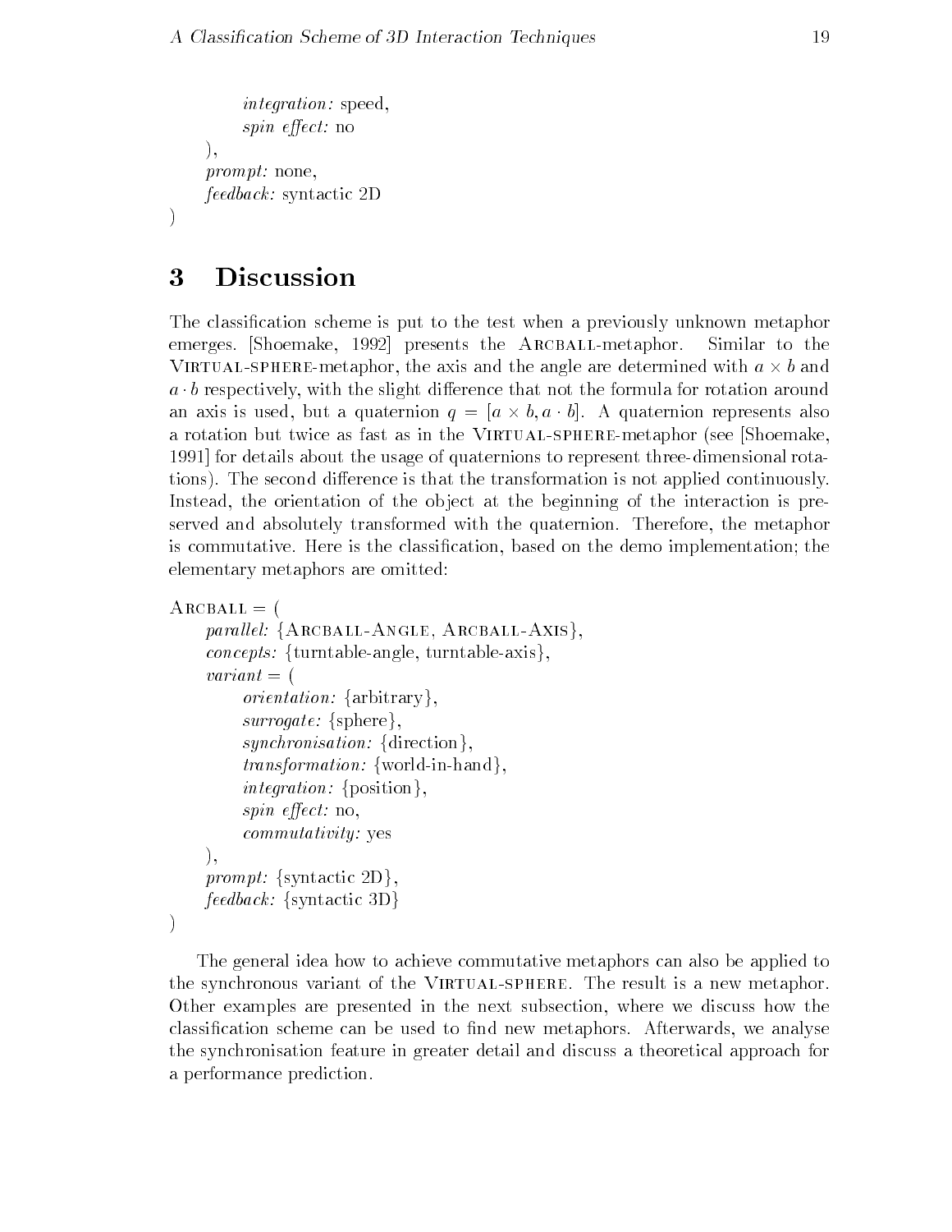*integration:* speed,  
*spin effect:* no  
),  
*prompt:* none,  
*feedback:* syntactic 2D  
)

## 3 Discussion

The classification scheme is put to the test when a previously unknown metaphor emerges. [Shoemake, 1992] presents the Arcball-metaphor. Similar to the Virtual-sphere-metaphor, the axis and the angle are determined with $a \times b$ and $a \cdot b$ respectively, with the slight difference that not the formula for rotation around an axis is used, but a quaternion $q = [a \times b, a \cdot b]$. A quaternion represents also a rotation but twice as fast as in the Virtual-sphere-metaphor (see [Shoemake, 1991] for details about the usage of quaternions to represent three-dimensional rotations). The second difference is that the transformation is not applied continuously. Instead, the orientation of the object at the beginning of the interaction is preserved and absolutely transformed with the quaternion. Therefore, the metaphor is commutative. Here is the classification, based on the demo implementation; the elementary metaphors are omitted:

Arcball = (  
*parallel:* {Arcball-Angle, Arcball-Axis},  
*concepts:* {turntable-angle, turntable-axis},  
*variant* = (  
*orientation:* {arbitrary},  
*surrogate:* {sphere},  
*synchronisation:* {direction},  
*transformation:* {world-in-hand},  
*integration:* {position},  
*spin effect:* no,  
*commutativity:* yes  
),  
*prompt:* {syntactic 2D},  
*feedback:* {syntactic 3D}  
)

The general idea how to achieve commutative metaphors can also be applied to the synchronous variant of the Virtual-sphere. The result is a new metaphor. Other examples are presented in the next subsection, where we discuss how the classification scheme can be used to find new metaphors. Afterwards, we analyse the synchronisation feature in greater detail and discuss a theoretical approach for a performance prediction.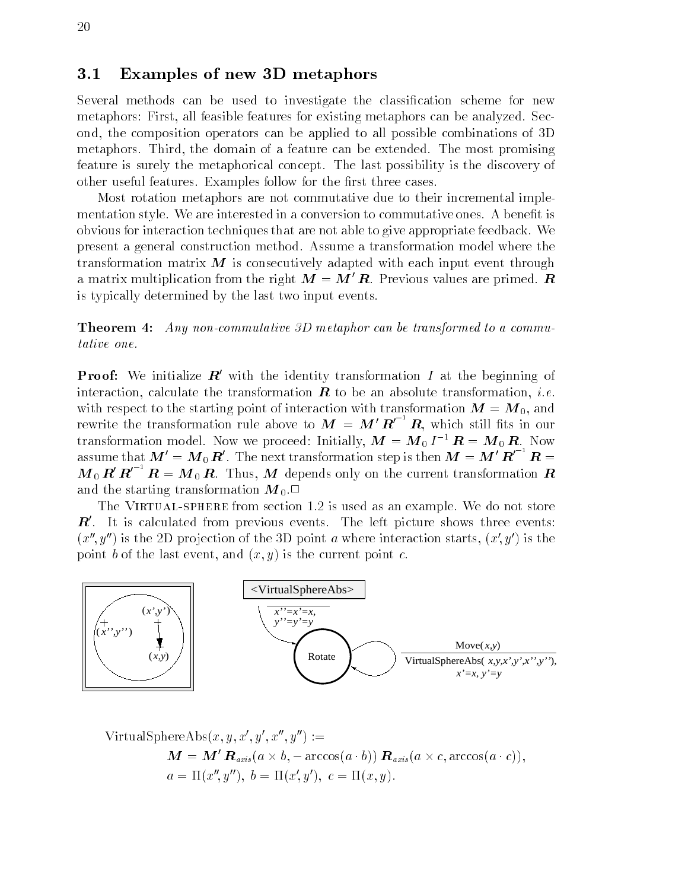## 3.1 Examples of new 3D metaphors

Several methods can be used to investigate the classification scheme for new metaphors: First, all feasible features for existing metaphors can be analyzed. Second, the composition operators can be applied to all possible combinations of 3D metaphors. Third, the domain of a feature can be extended. The most promising feature is surely the metaphorical concept. The last possibility is the discovery of other useful features. Examples follow for the first three cases.

Most rotation metaphors are not commutative due to their incremental implementation style. We are interested in a conversion to commutative ones. A benefit is obvious for interaction techniques that are not able to give appropriate feedback. We present a general construction method. Assume a transformation model where the transformation matrix $\boldsymbol{M}$ is consecutively adapted with each input event through a matrix multiplication from the right $\boldsymbol{M} = \boldsymbol{M}'\,\boldsymbol{R}$. Previous values are primed. $\boldsymbol{R}$ is typically determined by the last two input events.

**Theorem 4:** *Any non-commutative 3D metaphor can be transformed to a commutative one.*

**Proof:** We initialize $\boldsymbol{R}'$ with the identity transformation $I$ at the beginning of interaction, calculate the transformation $\boldsymbol{R}$ to be an absolute transformation, *i.e.* with respect to the starting point of interaction with transformation $\boldsymbol{M} = \boldsymbol{M}_0$, and rewrite the transformation rule above to $\boldsymbol{M} = \boldsymbol{M}'\,\boldsymbol{R}'^{-1}\,\boldsymbol{R}$, which still fits in our transformation model. Now we proceed: Initially, $\boldsymbol{M} = \boldsymbol{M}_0\,I^{-1}\,\boldsymbol{R} = \boldsymbol{M}_0\,\boldsymbol{R}$. Now assume that $\boldsymbol{M}' = \boldsymbol{M}_0\,\boldsymbol{R}'$. The next transformation step is then $\boldsymbol{M} = \boldsymbol{M}'\,\boldsymbol{R}'^{-1}\,\boldsymbol{R} = \boldsymbol{M}_0\,\boldsymbol{R}'\,\boldsymbol{R}'^{-1}\,\boldsymbol{R} = \boldsymbol{M}_0\,\boldsymbol{R}$. Thus, $\boldsymbol{M}$ depends only on the current transformation $\boldsymbol{R}$ and the starting transformation $\boldsymbol{M}_0$. □

The Virtual-sphere from section 1.2 is used as an example. We do not store $\boldsymbol{R}'$. It is calculated from previous events. The left picture shows three events: $(x'', y'')$ is the 2D projection of the 3D point $a$ where interaction starts, $(x', y')$ is the point $b$ of the last event, and $(x, y)$ is the current point $c$.

$$\text{VirtualSphereAbs}(x, y, x', y', x'', y'') :=$$

$$\boldsymbol{M} = \boldsymbol{M}'\,\boldsymbol{R}_{axis}(a \times b, -\arccos(a \cdot b))\,\boldsymbol{R}_{axis}(a \times c, \arccos(a \cdot c)),$$

$$a = \Pi(x'', y''),\ b = \Pi(x', y'),\ c = \Pi(x, y).$$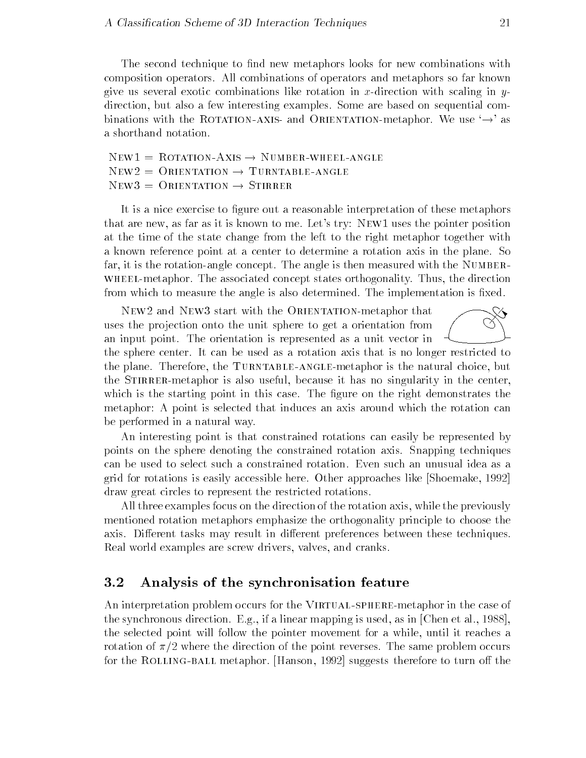The second technique to find new metaphors looks for new combinations with composition operators. All combinations of operators and metaphors so far known give us several exotic combinations like rotation in $x$-direction with scaling in $y$-direction, but also a few interesting examples. Some are based on sequential combinations with the Rotation-axis- and Orientation-metaphor. We use '$\rightarrow$' as a shorthand notation.

New1 = Rotation-Axis $\rightarrow$ Number-wheel-angle
New2 = Orientation $\rightarrow$ Turntable-angle
New3 = Orientation $\rightarrow$ Stirrer

It is a nice exercise to figure out a reasonable interpretation of these metaphors that are new, as far as it is known to me. Let's try: New1 uses the pointer position at the time of the state change from the left to the right metaphor together with a known reference point at a center to determine a rotation axis in the plane. So far, it is the rotation-angle concept. The angle is then measured with the Number-wheel-metaphor. The associated concept states orthogonality. Thus, the direction from which to measure the angle is also determined. The implementation is fixed.

New2 and New3 start with the Orientation-metaphor that uses the projection onto the unit sphere to get a orientation from an input point. The orientation is represented as a unit vector in the sphere center. It can be used as a rotation axis that is no longer restricted to the plane. Therefore, the Turntable-angle-metaphor is the natural choice, but the Stirrer-metaphor is also useful, because it has no singularity in the center, which is the starting point in this case. The figure on the right demonstrates the metaphor: A point is selected that induces an axis around which the rotation can be performed in a natural way.

An interesting point is that constrained rotations can easily be represented by points on the sphere denoting the constrained rotation axis. Snapping techniques can be used to select such a constrained rotation. Even such an unusual idea as a grid for rotations is easily accessible here. Other approaches like [Shoemake, 1992] draw great circles to represent the restricted rotations.

All three examples focus on the direction of the rotation axis, while the previously mentioned rotation metaphors emphasize the orthogonality principle to choose the axis. Different tasks may result in different preferences between these techniques. Real world examples are screw drivers, valves, and cranks.

## 3.2 Analysis of the synchronisation feature

An interpretation problem occurs for the Virtual-sphere-metaphor in the case of the synchronous direction. E.g., if a linear mapping is used, as in [Chen et al., 1988], the selected point will follow the pointer movement for a while, until it reaches a rotation of $\pi/2$ where the direction of the point reverses. The same problem occurs for the Rolling-ball metaphor. [Hanson, 1992] suggests therefore to turn off the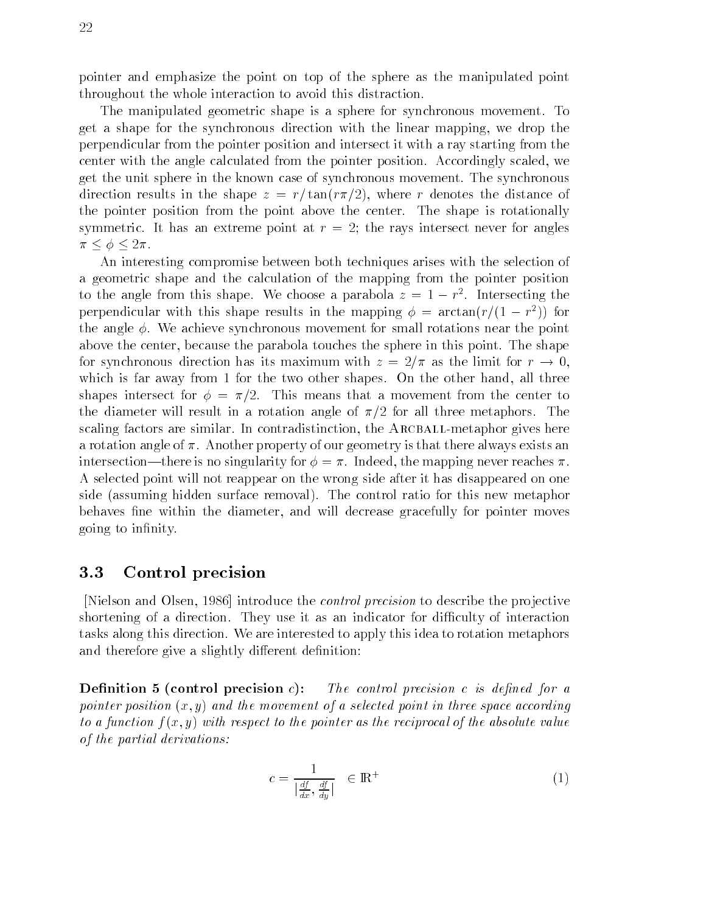pointer and emphasize the point on top of the sphere as the manipulated point throughout the whole interaction to avoid this distraction.

The manipulated geometric shape is a sphere for synchronous movement. To get a shape for the synchronous direction with the linear mapping, we drop the perpendicular from the pointer position and intersect it with a ray starting from the center with the angle calculated from the pointer position. Accordingly scaled, we get the unit sphere in the known case of synchronous movement. The synchronous direction results in the shape $z = r/\tan(r\pi/2)$, where $r$ denotes the distance of the pointer position from the point above the center. The shape is rotationally symmetric. It has an extreme point at $r = 2$; the rays intersect never for angles $\pi \leq \phi \leq 2\pi$.

An interesting compromise between both techniques arises with the selection of a geometric shape and the calculation of the mapping from the pointer position to the angle from this shape. We choose a parabola $z = 1 - r^2$. Intersecting the perpendicular with this shape results in the mapping $\phi = \arctan(r/(1 - r^2))$ for the angle $\phi$. We achieve synchronous movement for small rotations near the point above the center, because the parabola touches the sphere in this point. The shape for synchronous direction has its maximum with $z = 2/\pi$ as the limit for $r \to 0$, which is far away from 1 for the two other shapes. On the other hand, all three shapes intersect for $\phi = \pi/2$. This means that a movement from the center to the diameter will result in a rotation angle of $\pi/2$ for all three metaphors. The scaling factors are similar. In contradistinction, the ARCBALL-metaphor gives here a rotation angle of $\pi$. Another property of our geometry is that there always exists an intersection—there is no singularity for $\phi = \pi$. Indeed, the mapping never reaches $\pi$. A selected point will not reappear on the wrong side after it has disappeared on one side (assuming hidden surface removal). The control ratio for this new metaphor behaves fine within the diameter, and will decrease gracefully for pointer moves going to infinity.

## 3.3 Control precision

[Nielson and Olsen, 1986] introduce the *control precision* to describe the projective shortening of a direction. They use it as an indicator for difficulty of interaction tasks along this direction. We are interested to apply this idea to rotation metaphors and therefore give a slightly different definition:

**Definition 5 (control precision $c$):** *The control precision $c$ is defined for a pointer position $(x, y)$ and the movement of a selected point in three space according to a function $f(x, y)$ with respect to the pointer as the reciprocal of the absolute value of the partial derivations:*

$$c = \frac{1}{\left|\frac{df}{dx}, \frac{df}{dy}\right|} \quad \in \mathbb{R}^+ \tag{1}$$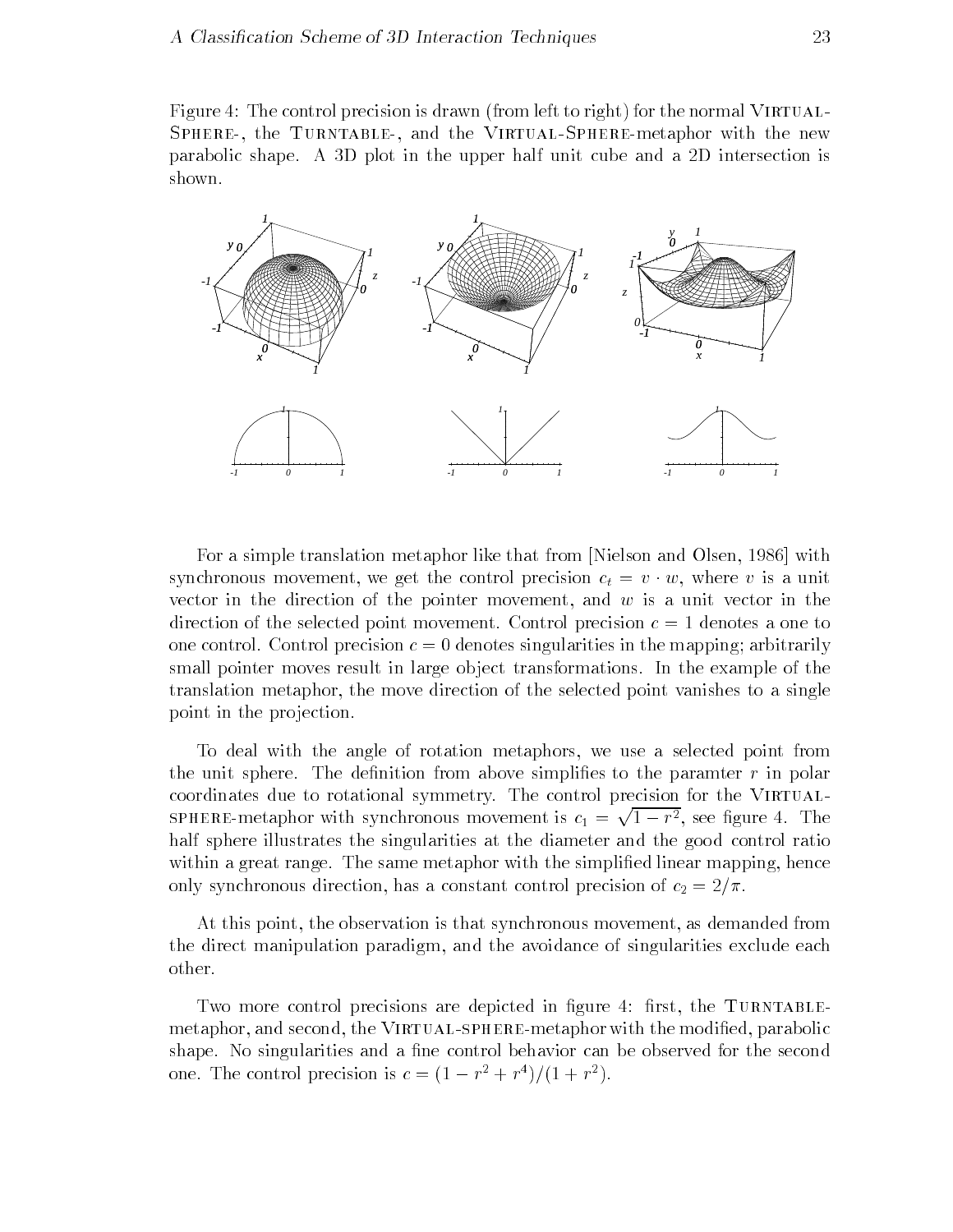Figure 4: The control precision is drawn (from left to right) for the normal VIRTUAL-SPHERE-, the TURNTABLE-, and the VIRTUAL-SPHERE-metaphor with the new parabolic shape. A 3D plot in the upper half unit cube and a 2D intersection is shown.

For a simple translation metaphor like that from [Nielson and Olsen, 1986] with synchronous movement, we get the control precision $c_t = v \cdot w$, where $v$ is a unit vector in the direction of the pointer movement, and $w$ is a unit vector in the direction of the selected point movement. Control precision $c = 1$ denotes a one to one control. Control precision $c = 0$ denotes singularities in the mapping; arbitrarily small pointer moves result in large object transformations. In the example of the translation metaphor, the move direction of the selected point vanishes to a single point in the projection.

To deal with the angle of rotation metaphors, we use a selected point from the unit sphere. The definition from above simplifies to the paramter $r$ in polar coordinates due to rotational symmetry. The control precision for the VIRTUAL-SPHERE-metaphor with synchronous movement is $c_1 = \sqrt{1 - r^2}$, see figure 4. The half sphere illustrates the singularities at the diameter and the good control ratio within a great range. The same metaphor with the simplified linear mapping, hence only synchronous direction, has a constant control precision of $c_2 = 2/\pi$.

At this point, the observation is that synchronous movement, as demanded from the direct manipulation paradigm, and the avoidance of singularities exclude each other.

Two more control precisions are depicted in figure 4: first, the TURNTABLE-metaphor, and second, the VIRTUAL-SPHERE-metaphor with the modified, parabolic shape. No singularities and a fine control behavior can be observed for the second one. The control precision is $c = (1 - r^2 + r^4)/(1 + r^2)$.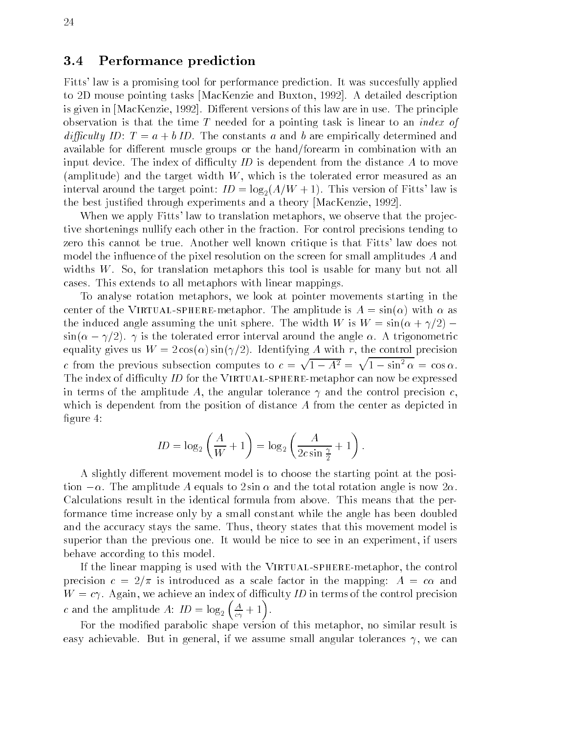### 3.4 Performance prediction

Fitts' law is a promising tool for performance prediction. It was succesfully applied to 2D mouse pointing tasks [MacKenzie and Buxton, 1992]. A detailed description is given in [MacKenzie, 1992]. Different versions of this law are in use. The principle observation is that the time $T$ needed for a pointing task is linear to an *index of difficulty ID*: $T = a + b\,ID$. The constants $a$ and $b$ are empirically determined and available for different muscle groups or the hand/forearm in combination with an input device. The index of difficulty $ID$ is dependent from the distance $A$ to move (amplitude) and the target width $W$, which is the tolerated error measured as an interval around the target point: $ID = \log_2(A/W + 1)$. This version of Fitts' law is the best justified through experiments and a theory [MacKenzie, 1992].

When we apply Fitts' law to translation metaphors, we observe that the projective shortenings nullify each other in the fraction. For control precisions tending to zero this cannot be true. Another well known critique is that Fitts' law does not model the influence of the pixel resolution on the screen for small amplitudes $A$ and widths $W$. So, for translation metaphors this tool is usable for many but not all cases. This extends to all metaphors with linear mappings.

To analyse rotation metaphors, we look at pointer movements starting in the center of the VIRTUAL-SPHERE-metaphor. The amplitude is $A = \sin(\alpha)$ with $\alpha$ as the induced angle assuming the unit sphere. The width $W$ is $W = \sin(\alpha + \gamma/2) - \sin(\alpha - \gamma/2)$. $\gamma$ is the tolerated error interval around the angle $\alpha$. A trigonometric equality gives us $W = 2\cos(\alpha)\sin(\gamma/2)$. Identifying $A$ with $r$, the control precision $c$ from the previous subsection computes to $c = \sqrt{1 - A^2} = \sqrt{1 - \sin^2\alpha} = \cos\alpha$. The index of difficulty $ID$ for the VIRTUAL-SPHERE-metaphor can now be expressed in terms of the amplitude $A$, the angular tolerance $\gamma$ and the control precision $c$, which is dependent from the position of distance $A$ from the center as depicted in figure 4:

$$ID = \log_2\left(\frac{A}{W} + 1\right) = \log_2\left(\frac{A}{2c\sin\frac{\gamma}{2}} + 1\right).$$

A slightly different movement model is to choose the starting point at the position $-\alpha$. The amplitude $A$ equals to $2\sin\alpha$ and the total rotation angle is now $2\alpha$. Calculations result in the identical formula from above. This means that the performance time increase only by a small constant while the angle has been doubled and the accuracy stays the same. Thus, theory states that this movement model is superior than the previous one. It would be nice to see in an experiment, if users behave according to this model.

If the linear mapping is used with the VIRTUAL-SPHERE-metaphor, the control precision $c = 2/\pi$ is introduced as a scale factor in the mapping: $A = c\alpha$ and $W = c\gamma$. Again, we achieve an index of difficulty $ID$ in terms of the control precision $c$ and the amplitude $A$: $ID = \log_2\left(\frac{A}{c\gamma} + 1\right)$.

For the modified parabolic shape version of this metaphor, no similar result is easy achievable. But in general, if we assume small angular tolerances $\gamma$, we can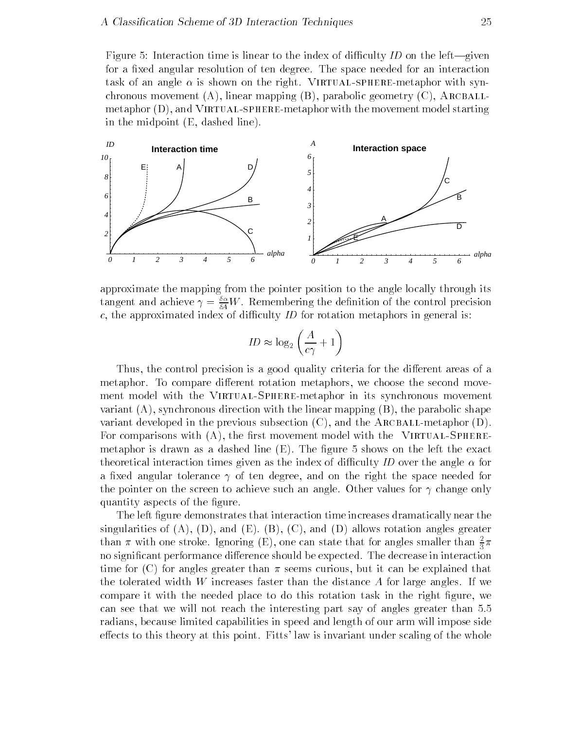Figure 5: Interaction time is linear to the index of difficulty *ID* on the left—given for a fixed angular resolution of ten degree. The space needed for an interaction task of an angle $\alpha$ is shown on the right. Virtual-sphere-metaphor with synchronous movement (A), linear mapping (B), parabolic geometry (C), Arcball-metaphor (D), and Virtual-sphere-metaphor with the movement model starting in the midpoint (E, dashed line).

approximate the mapping from the pointer position to the angle locally through its tangent and achieve $\gamma = \frac{\delta\alpha}{\delta A}W$. Remembering the definition of the control precision $c$, the approximated index of difficulty *ID* for rotation metaphors in general is:

$$ID \approx \log_2\left(\frac{A}{c\gamma} + 1\right)$$

Thus, the control precision is a good quality criteria for the different areas of a metaphor. To compare different rotation metaphors, we choose the second movement model with the Virtual-Sphere-metaphor in its synchronous movement variant (A), synchronous direction with the linear mapping (B), the parabolic shape variant developed in the previous subsection (C), and the Arcball-metaphor (D). For comparisons with (A), the first movement model with the Virtual-Sphere-metaphor is drawn as a dashed line (E). The figure 5 shows on the left the exact theoretical interaction times given as the index of difficulty *ID* over the angle $\alpha$ for a fixed angular tolerance $\gamma$ of ten degree, and on the right the space needed for the pointer on the screen to achieve such an angle. Other values for $\gamma$ change only quantity aspects of the figure.

The left figure demonstrates that interaction time increases dramatically near the singularities of (A), (D), and (E). (B), (C), and (D) allows rotation angles greater than $\pi$ with one stroke. Ignoring (E), one can state that for angles smaller than $\frac{2}{3}\pi$ no significant performance difference should be expected. The decrease in interaction time for (C) for angles greater than $\pi$ seems curious, but it can be explained that the tolerated width $W$ increases faster than the distance $A$ for large angles. If we compare it with the needed place to do this rotation task in the right figure, we can see that we will not reach the interesting part say of angles greater than 5.5 radians, because limited capabilities in speed and length of our arm will impose side effects to this theory at this point. Fitts' law is invariant under scaling of the whole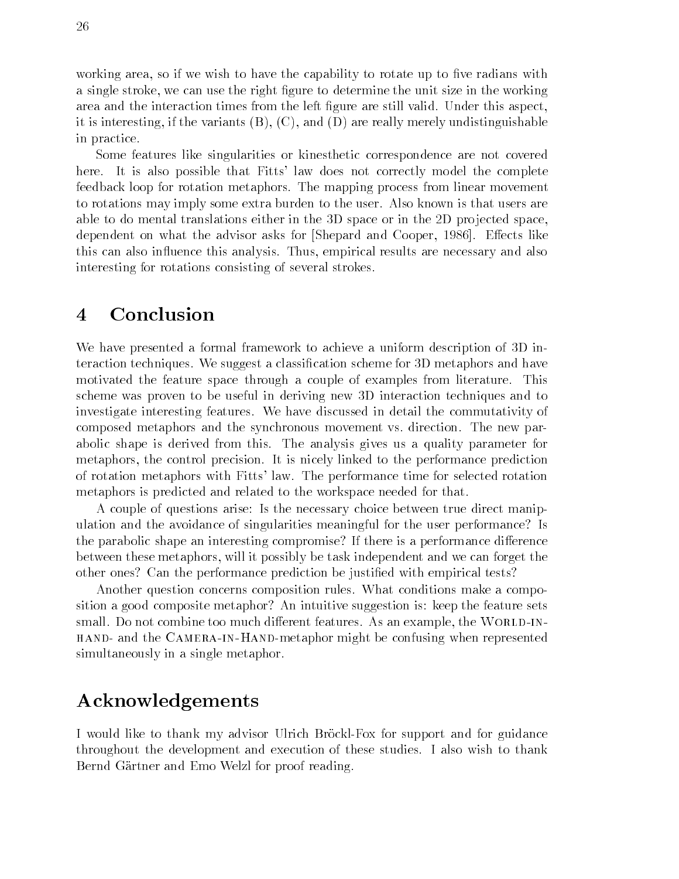working area, so if we wish to have the capability to rotate up to five radians with a single stroke, we can use the right figure to determine the unit size in the working area and the interaction times from the left figure are still valid. Under this aspect, it is interesting, if the variants (B), (C), and (D) are really merely undistinguishable in practice.

Some features like singularities or kinesthetic correspondence are not covered here. It is also possible that Fitts' law does not correctly model the complete feedback loop for rotation metaphors. The mapping process from linear movement to rotations may imply some extra burden to the user. Also known is that users are able to do mental translations either in the 3D space or in the 2D projected space, dependent on what the advisor asks for [Shepard and Cooper, 1986]. Effects like this can also influence this analysis. Thus, empirical results are necessary and also interesting for rotations consisting of several strokes.

# 4 Conclusion

We have presented a formal framework to achieve a uniform description of 3D interaction techniques. We suggest a classification scheme for 3D metaphors and have motivated the feature space through a couple of examples from literature. This scheme was proven to be useful in deriving new 3D interaction techniques and to investigate interesting features. We have discussed in detail the commutativity of composed metaphors and the synchronous movement vs. direction. The new parabolic shape is derived from this. The analysis gives us a quality parameter for metaphors, the control precision. It is nicely linked to the performance prediction of rotation metaphors with Fitts' law. The performance time for selected rotation metaphors is predicted and related to the workspace needed for that.

A couple of questions arise: Is the necessary choice between true direct manipulation and the avoidance of singularities meaningful for the user performance? Is the parabolic shape an interesting compromise? If there is a performance difference between these metaphors, will it possibly be task independent and we can forget the other ones? Can the performance prediction be justified with empirical tests?

Another question concerns composition rules. What conditions make a composition a good composite metaphor? An intuitive suggestion is: keep the feature sets small. Do not combine too much different features. As an example, the World-in-hand- and the Camera-in-Hand-metaphor might be confusing when represented simultaneously in a single metaphor.

# Acknowledgements

I would like to thank my advisor Ulrich Bröckl-Fox for support and for guidance throughout the development and execution of these studies. I also wish to thank Bernd Gärtner and Emo Welzl for proof reading.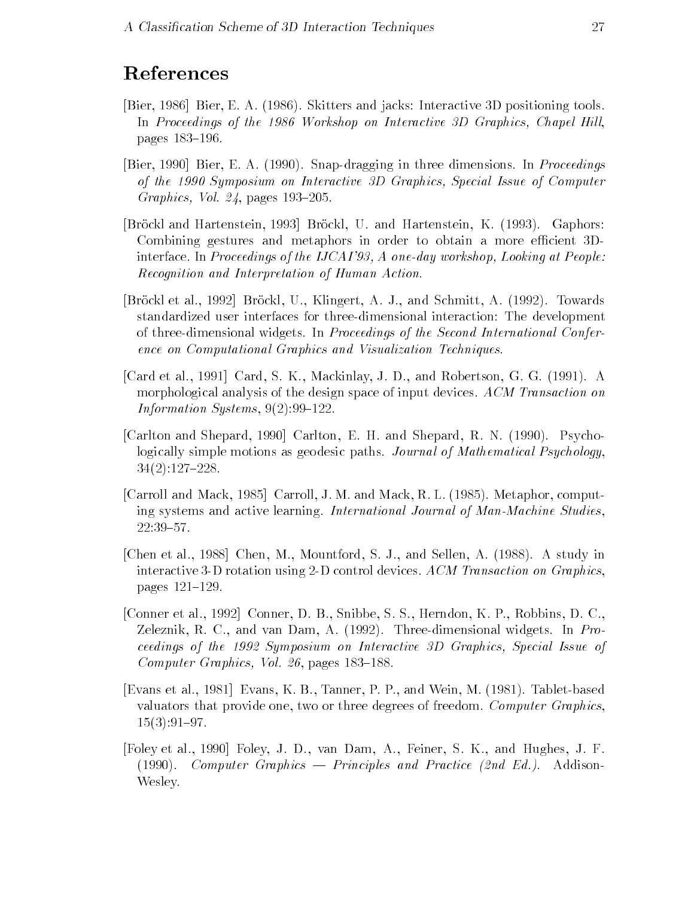## References

[Bier, 1986] Bier, E. A. (1986). Skitters and jacks: Interactive 3D positioning tools. In *Proceedings of the 1986 Workshop on Interactive 3D Graphics, Chapel Hill*, pages 183–196.

[Bier, 1990] Bier, E. A. (1990). Snap-dragging in three dimensions. In *Proceedings of the 1990 Symposium on Interactive 3D Graphics, Special Issue of Computer Graphics, Vol. 24*, pages 193–205.

[Bröckl and Hartenstein, 1993] Bröckl, U. and Hartenstein, K. (1993). Gaphors: Combining gestures and metaphors in order to obtain a more efficient 3D-interface. In *Proceedings of the IJCAI'93, A one-day workshop, Looking at People: Recognition and Interpretation of Human Action*.

[Bröckl et al., 1992] Bröckl, U., Klingert, A. J., and Schmitt, A. (1992). Towards standardized user interfaces for three-dimensional interaction: The development of three-dimensional widgets. In *Proceedings of the Second International Conference on Computational Graphics and Visualization Techniques*.

[Card et al., 1991] Card, S. K., Mackinlay, J. D., and Robertson, G. G. (1991). A morphological analysis of the design space of input devices. *ACM Transaction on Information Systems*, 9(2):99–122.

[Carlton and Shepard, 1990] Carlton, E. H. and Shepard, R. N. (1990). Psychologically simple motions as geodesic paths. *Journal of Mathematical Psychology*, 34(2):127–228.

[Carroll and Mack, 1985] Carroll, J. M. and Mack, R. L. (1985). Metaphor, computing systems and active learning. *International Journal of Man-Machine Studies*, 22:39–57.

[Chen et al., 1988] Chen, M., Mountford, S. J., and Sellen, A. (1988). A study in interactive 3-D rotation using 2-D control devices. *ACM Transaction on Graphics*, pages 121–129.

[Conner et al., 1992] Conner, D. B., Snibbe, S. S., Herndon, K. P., Robbins, D. C., Zeleznik, R. C., and van Dam, A. (1992). Three-dimensional widgets. In *Proceedings of the 1992 Symposium on Interactive 3D Graphics, Special Issue of Computer Graphics, Vol. 26*, pages 183–188.

[Evans et al., 1981] Evans, K. B., Tanner, P. P., and Wein, M. (1981). Tablet-based valuators that provide one, two or three degrees of freedom. *Computer Graphics*, 15(3):91–97.

[Foley et al., 1990] Foley, J. D., van Dam, A., Feiner, S. K., and Hughes, J. F. (1990). *Computer Graphics — Principles and Practice (2nd Ed.)*. Addison-Wesley.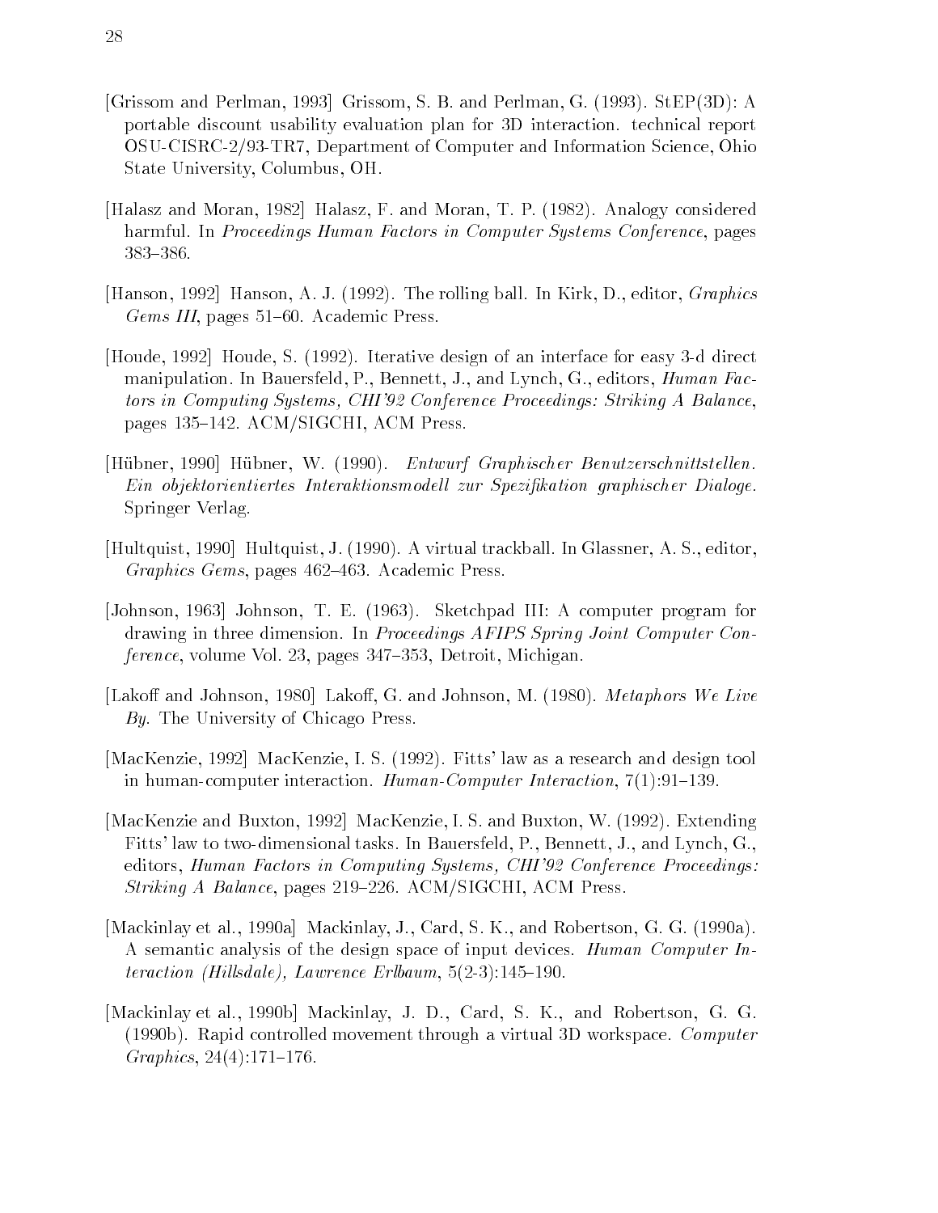[Grissom and Perlman, 1993] Grissom, S. B. and Perlman, G. (1993). StEP(3D): A portable discount usability evaluation plan for 3D interaction. technical report OSU-CISRC-2/93-TR7, Department of Computer and Information Science, Ohio State University, Columbus, OH.

[Halasz and Moran, 1982] Halasz, F. and Moran, T. P. (1982). Analogy considered harmful. In *Proceedings Human Factors in Computer Systems Conference*, pages 383–386.

[Hanson, 1992] Hanson, A. J. (1992). The rolling ball. In Kirk, D., editor, *Graphics Gems III*, pages 51–60. Academic Press.

[Houde, 1992] Houde, S. (1992). Iterative design of an interface for easy 3-d direct manipulation. In Bauersfeld, P., Bennett, J., and Lynch, G., editors, *Human Factors in Computing Systems, CHI'92 Conference Proceedings: Striking A Balance*, pages 135–142. ACM/SIGCHI, ACM Press.

[Hübner, 1990] Hübner, W. (1990). *Entwurf Graphischer Benutzerschnittstellen. Ein objektorientiertes Interaktionsmodell zur Spezifikation graphischer Dialoge.* Springer Verlag.

[Hultquist, 1990] Hultquist, J. (1990). A virtual trackball. In Glassner, A. S., editor, *Graphics Gems*, pages 462–463. Academic Press.

[Johnson, 1963] Johnson, T. E. (1963). Sketchpad III: A computer program for drawing in three dimension. In *Proceedings AFIPS Spring Joint Computer Conference*, volume Vol. 23, pages 347–353, Detroit, Michigan.

[Lakoff and Johnson, 1980] Lakoff, G. and Johnson, M. (1980). *Metaphors We Live By*. The University of Chicago Press.

[MacKenzie, 1992] MacKenzie, I. S. (1992). Fitts' law as a research and design tool in human-computer interaction. *Human-Computer Interaction*, 7(1):91–139.

[MacKenzie and Buxton, 1992] MacKenzie, I. S. and Buxton, W. (1992). Extending Fitts' law to two-dimensional tasks. In Bauersfeld, P., Bennett, J., and Lynch, G., editors, *Human Factors in Computing Systems, CHI'92 Conference Proceedings: Striking A Balance*, pages 219–226. ACM/SIGCHI, ACM Press.

[Mackinlay et al., 1990a] Mackinlay, J., Card, S. K., and Robertson, G. G. (1990a). A semantic analysis of the design space of input devices. *Human Computer Interaction (Hillsdale), Lawrence Erlbaum*, 5(2-3):145–190.

[Mackinlay et al., 1990b] Mackinlay, J. D., Card, S. K., and Robertson, G. G. (1990b). Rapid controlled movement through a virtual 3D workspace. *Computer Graphics*, 24(4):171–176.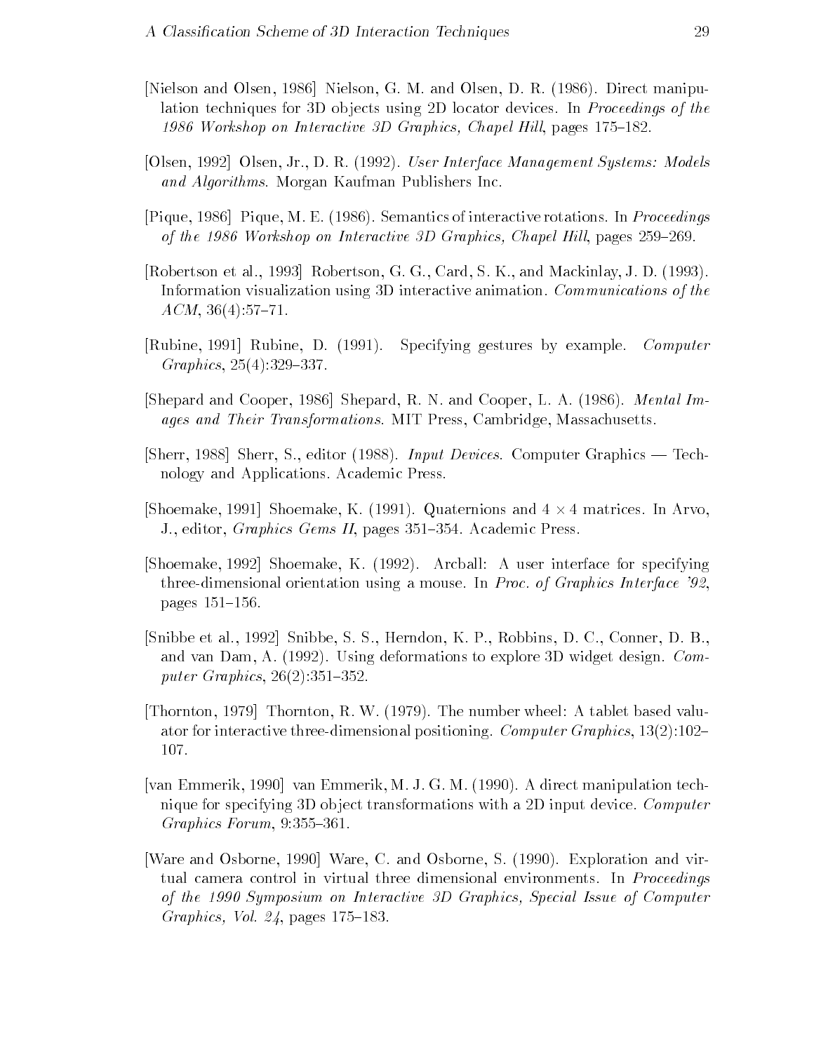[Nielson and Olsen, 1986] Nielson, G. M. and Olsen, D. R. (1986). Direct manipulation techniques for 3D objects using 2D locator devices. In *Proceedings of the 1986 Workshop on Interactive 3D Graphics, Chapel Hill*, pages 175–182.

[Olsen, 1992] Olsen, Jr., D. R. (1992). *User Interface Management Systems: Models and Algorithms*. Morgan Kaufman Publishers Inc.

[Pique, 1986] Pique, M. E. (1986). Semantics of interactive rotations. In *Proceedings of the 1986 Workshop on Interactive 3D Graphics, Chapel Hill*, pages 259–269.

[Robertson et al., 1993] Robertson, G. G., Card, S. K., and Mackinlay, J. D. (1993). Information visualization using 3D interactive animation. *Communications of the ACM*, 36(4):57–71.

[Rubine, 1991] Rubine, D. (1991). Specifying gestures by example. *Computer Graphics*, 25(4):329–337.

[Shepard and Cooper, 1986] Shepard, R. N. and Cooper, L. A. (1986). *Mental Images and Their Transformations*. MIT Press, Cambridge, Massachusetts.

[Sherr, 1988] Sherr, S., editor (1988). *Input Devices*. Computer Graphics — Technology and Applications. Academic Press.

[Shoemake, 1991] Shoemake, K. (1991). Quaternions and $4 \times 4$ matrices. In Arvo, J., editor, *Graphics Gems II*, pages 351–354. Academic Press.

[Shoemake, 1992] Shoemake, K. (1992). Arcball: A user interface for specifying three-dimensional orientation using a mouse. In *Proc. of Graphics Interface '92*, pages 151–156.

[Snibbe et al., 1992] Snibbe, S. S., Herndon, K. P., Robbins, D. C., Conner, D. B., and van Dam, A. (1992). Using deformations to explore 3D widget design. *Computer Graphics*, 26(2):351–352.

[Thornton, 1979] Thornton, R. W. (1979). The number wheel: A tablet based valuator for interactive three-dimensional positioning. *Computer Graphics*, 13(2):102–107.

[van Emmerik, 1990] van Emmerik, M. J. G. M. (1990). A direct manipulation technique for specifying 3D object transformations with a 2D input device. *Computer Graphics Forum*, 9:355–361.

[Ware and Osborne, 1990] Ware, C. and Osborne, S. (1990). Exploration and virtual camera control in virtual three dimensional environments. In *Proceedings of the 1990 Symposium on Interactive 3D Graphics, Special Issue of Computer Graphics, Vol. 24*, pages 175–183.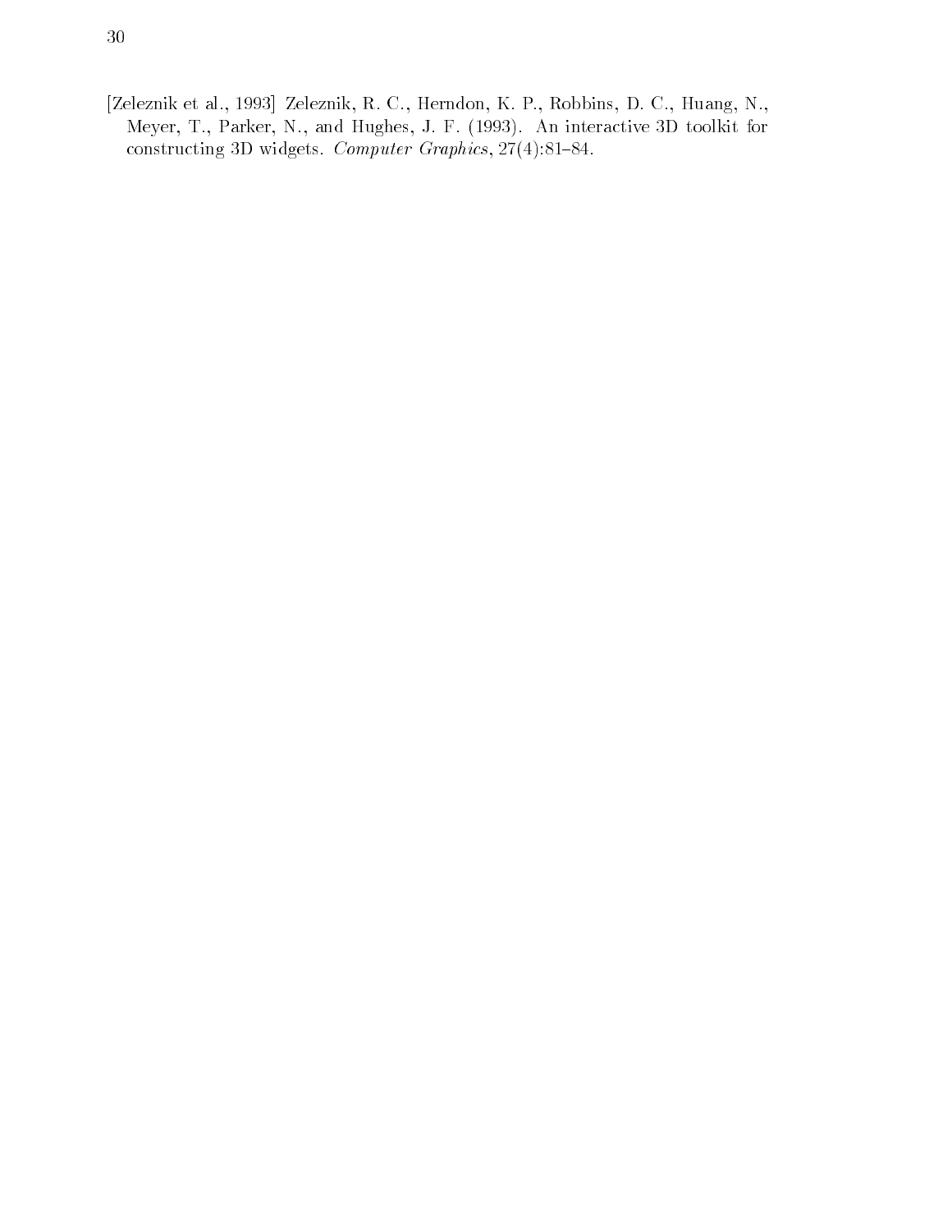[Zeleznik et al., 1993] Zeleznik, R. C., Herndon, K. P., Robbins, D. C., Huang, N., Meyer, T., Parker, N., and Hughes, J. F. (1993). An interactive 3D toolkit for constructing 3D widgets. *Computer Graphics*, 27(4):81–84.